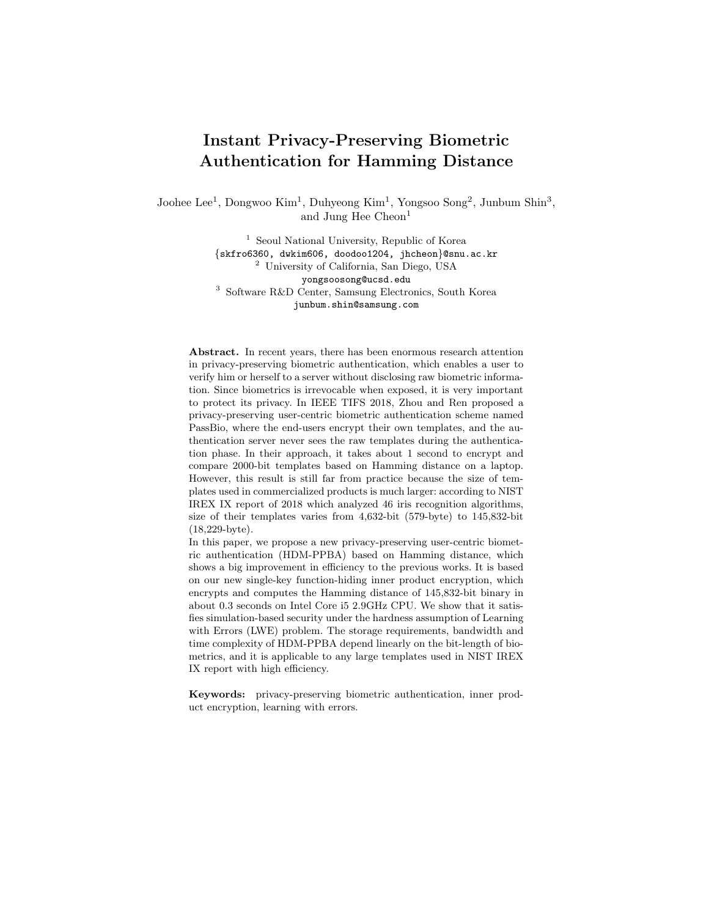# Instant Privacy-Preserving Biometric Authentication for Hamming Distance

Joohee Lee[1], Dongwoo Kim[1], Duhyeong Kim[1], Yongsoo Song[2], Junbum Shin[3], and Jung Hee Cheon[1]

[1] Seoul National University, Republic of Korea
{skfro6360, dwkim606, doodoo1204, jhcheon}@snu.ac.kr
[2] University of California, San Diego, USA
yongsoosong@ucsd.edu
[3] Software R&D Center, Samsung Electronics, South Korea
junbum.shin@samsung.com

**Abstract.** In recent years, there has been enormous research attention in privacy-preserving biometric authentication, which enables a user to verify him or herself to a server without disclosing raw biometric information. Since biometrics is irrevocable when exposed, it is very important to protect its privacy. In IEEE TIFS 2018, Zhou and Ren proposed a privacy-preserving user-centric biometric authentication scheme named PassBio, where the end-users encrypt their own templates, and the authentication server never sees the raw templates during the authentication phase. In their approach, it takes about 1 second to encrypt and compare 2000-bit templates based on Hamming distance on a laptop. However, this result is still far from practice because the size of templates used in commercialized products is much larger: according to NIST IREX IX report of 2018 which analyzed 46 iris recognition algorithms, size of their templates varies from 4,632-bit (579-byte) to 145,832-bit (18,229-byte).
In this paper, we propose a new privacy-preserving user-centric biometric authentication (HDM-PPBA) based on Hamming distance, which shows a big improvement in efficiency to the previous works. It is based on our new single-key function-hiding inner product encryption, which encrypts and computes the Hamming distance of 145,832-bit binary in about 0.3 seconds on Intel Core i5 2.9GHz CPU. We show that it satisfies simulation-based security under the hardness assumption of Learning with Errors (LWE) problem. The storage requirements, bandwidth and time complexity of HDM-PPBA depend linearly on the bit-length of biometrics, and it is applicable to any large templates used in NIST IREX IX report with high efficiency.

**Keywords:** privacy-preserving biometric authentication, inner product encryption, learning with errors.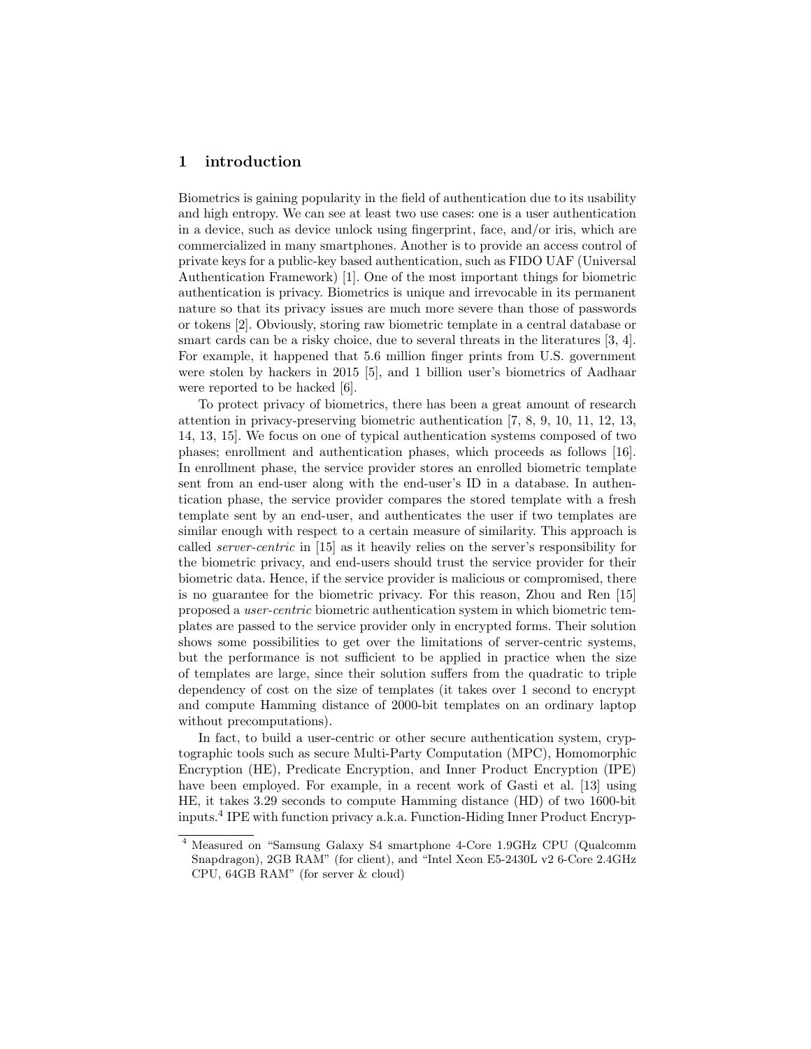## 1 introduction

Biometrics is gaining popularity in the field of authentication due to its usability and high entropy. We can see at least two use cases: one is a user authentication in a device, such as device unlock using fingerprint, face, and/or iris, which are commercialized in many smartphones. Another is to provide an access control of private keys for a public-key based authentication, such as FIDO UAF (Universal Authentication Framework) [1]. One of the most important things for biometric authentication is privacy. Biometrics is unique and irrevocable in its permanent nature so that its privacy issues are much more severe than those of passwords or tokens [2]. Obviously, storing raw biometric template in a central database or smart cards can be a risky choice, due to several threats in the literatures [3, 4]. For example, it happened that 5.6 million finger prints from U.S. government were stolen by hackers in 2015 [5], and 1 billion user's biometrics of Aadhaar were reported to be hacked [6].

To protect privacy of biometrics, there has been a great amount of research attention in privacy-preserving biometric authentication [7, 8, 9, 10, 11, 12, 13, 14, 13, 15]. We focus on one of typical authentication systems composed of two phases; enrollment and authentication phases, which proceeds as follows [16]. In enrollment phase, the service provider stores an enrolled biometric template sent from an end-user along with the end-user's ID in a database. In authentication phase, the service provider compares the stored template with a fresh template sent by an end-user, and authenticates the user if two templates are similar enough with respect to a certain measure of similarity. This approach is called *server-centric* in [15] as it heavily relies on the server's responsibility for the biometric privacy, and end-users should trust the service provider for their biometric data. Hence, if the service provider is malicious or compromised, there is no guarantee for the biometric privacy. For this reason, Zhou and Ren [15] proposed a *user-centric* biometric authentication system in which biometric templates are passed to the service provider only in encrypted forms. Their solution shows some possibilities to get over the limitations of server-centric systems, but the performance is not sufficient to be applied in practice when the size of templates are large, since their solution suffers from the quadratic to triple dependency of cost on the size of templates (it takes over 1 second to encrypt and compute Hamming distance of 2000-bit templates on an ordinary laptop without precomputations).

In fact, to build a user-centric or other secure authentication system, cryptographic tools such as secure Multi-Party Computation (MPC), Homomorphic Encryption (HE), Predicate Encryption, and Inner Product Encryption (IPE) have been employed. For example, in a recent work of Gasti et al. [13] using HE, it takes 3.29 seconds to compute Hamming distance (HD) of two 1600-bit inputs.[4] IPE with function privacy a.k.a. Function-Hiding Inner Product Encryp-

[4] Measured on "Samsung Galaxy S4 smartphone 4-Core 1.9GHz CPU (Qualcomm Snapdragon), 2GB RAM" (for client), and "Intel Xeon E5-2430L v2 6-Core 2.4GHz CPU, 64GB RAM" (for server & cloud)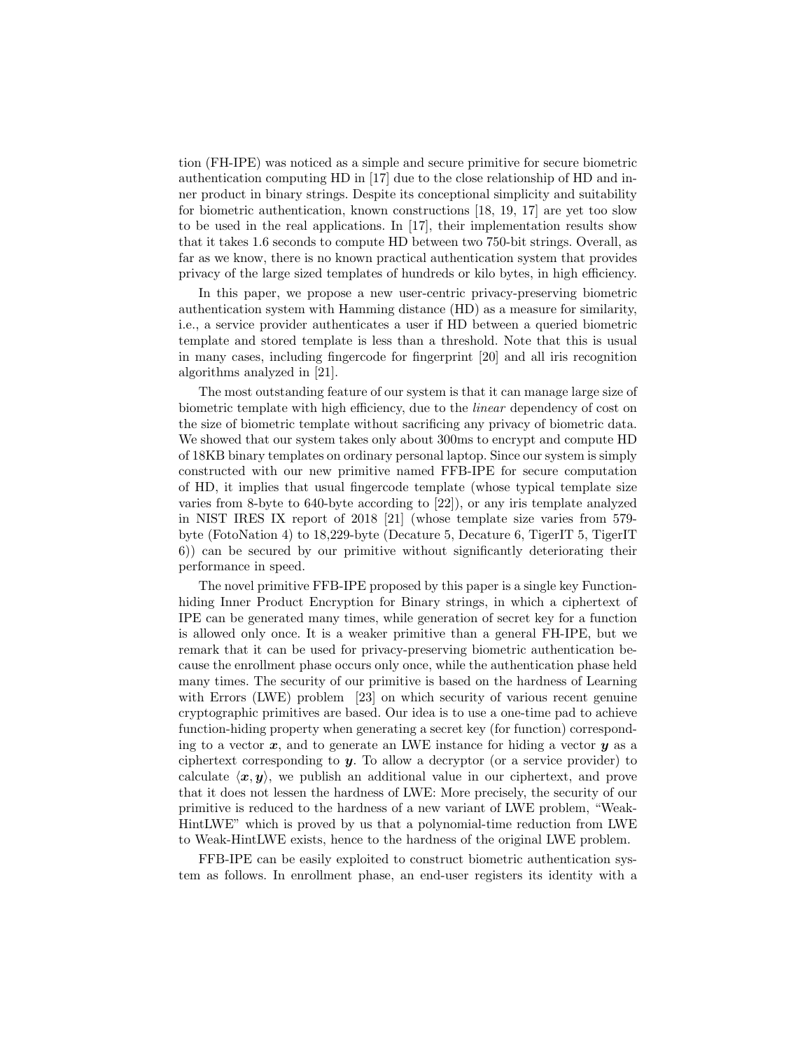tion (FH-IPE) was noticed as a simple and secure primitive for secure biometric authentication computing HD in [17] due to the close relationship of HD and inner product in binary strings. Despite its conceptional simplicity and suitability for biometric authentication, known constructions [18, 19, 17] are yet too slow to be used in the real applications. In [17], their implementation results show that it takes 1.6 seconds to compute HD between two 750-bit strings. Overall, as far as we know, there is no known practical authentication system that provides privacy of the large sized templates of hundreds or kilo bytes, in high efficiency.

In this paper, we propose a new user-centric privacy-preserving biometric authentication system with Hamming distance (HD) as a measure for similarity, i.e., a service provider authenticates a user if HD between a queried biometric template and stored template is less than a threshold. Note that this is usual in many cases, including fingercode for fingerprint [20] and all iris recognition algorithms analyzed in [21].

The most outstanding feature of our system is that it can manage large size of biometric template with high efficiency, due to the *linear* dependency of cost on the size of biometric template without sacrificing any privacy of biometric data. We showed that our system takes only about 300ms to encrypt and compute HD of 18KB binary templates on ordinary personal laptop. Since our system is simply constructed with our new primitive named FFB-IPE for secure computation of HD, it implies that usual fingercode template (whose typical template size varies from 8-byte to 640-byte according to [22]), or any iris template analyzed in NIST IRES IX report of 2018 [21] (whose template size varies from 579-byte (FotoNation 4) to 18,229-byte (Decature 5, Decature 6, TigerIT 5, TigerIT 6)) can be secured by our primitive without significantly deteriorating their performance in speed.

The novel primitive FFB-IPE proposed by this paper is a single key Function-hiding Inner Product Encryption for Binary strings, in which a ciphertext of IPE can be generated many times, while generation of secret key for a function is allowed only once. It is a weaker primitive than a general FH-IPE, but we remark that it can be used for privacy-preserving biometric authentication because the enrollment phase occurs only once, while the authentication phase held many times. The security of our primitive is based on the hardness of Learning with Errors (LWE) problem [23] on which security of various recent genuine cryptographic primitives are based. Our idea is to use a one-time pad to achieve function-hiding property when generating a secret key (for function) corresponding to a vector $\boldsymbol{x}$, and to generate an LWE instance for hiding a vector $\boldsymbol{y}$ as a ciphertext corresponding to $\boldsymbol{y}$. To allow a decryptor (or a service provider) to calculate $\langle \boldsymbol{x}, \boldsymbol{y} \rangle$, we publish an additional value in our ciphertext, and prove that it does not lessen the hardness of LWE: More precisely, the security of our primitive is reduced to the hardness of a new variant of LWE problem, "Weak-HintLWE" which is proved by us that a polynomial-time reduction from LWE to Weak-HintLWE exists, hence to the hardness of the original LWE problem.

FFB-IPE can be easily exploited to construct biometric authentication system as follows. In enrollment phase, an end-user registers its identity with a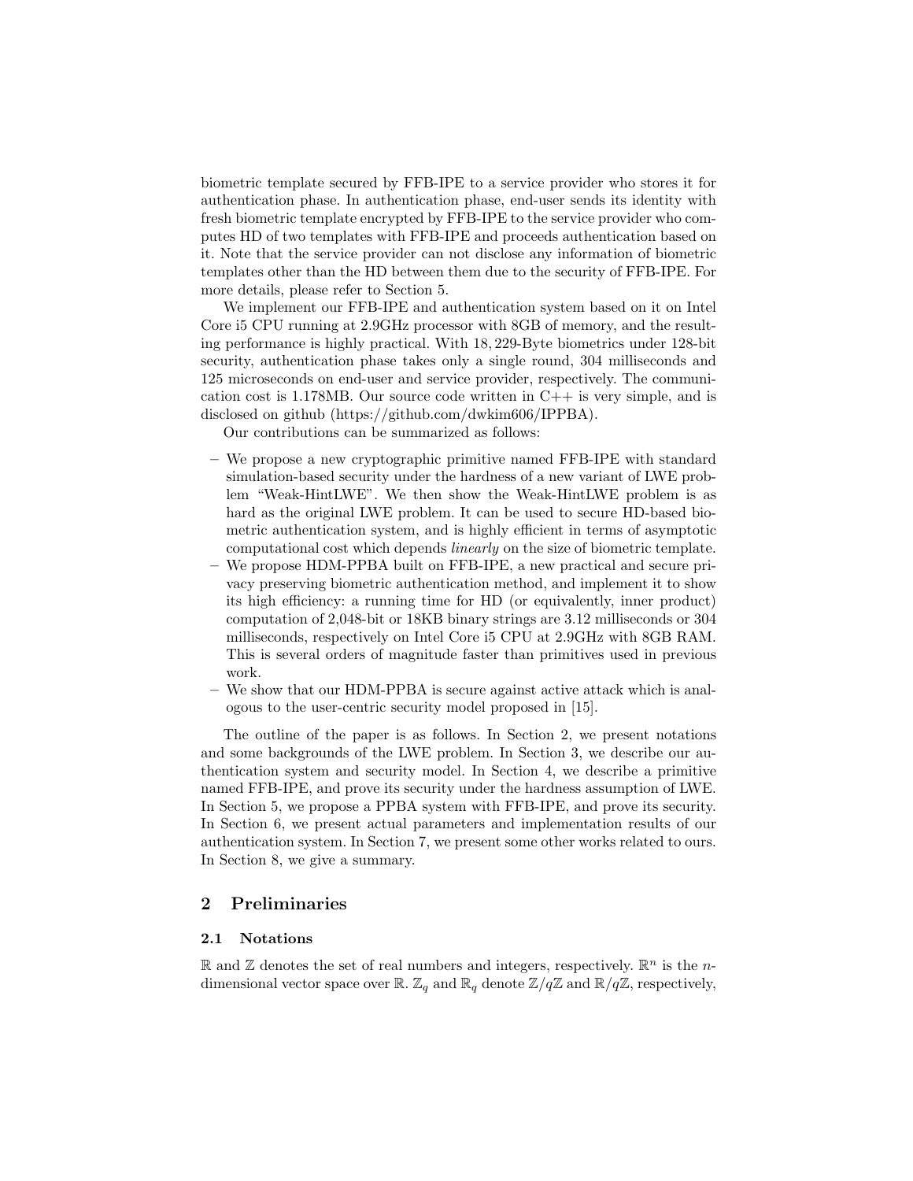biometric template secured by FFB-IPE to a service provider who stores it for authentication phase. In authentication phase, end-user sends its identity with fresh biometric template encrypted by FFB-IPE to the service provider who computes HD of two templates with FFB-IPE and proceeds authentication based on it. Note that the service provider can not disclose any information of biometric templates other than the HD between them due to the security of FFB-IPE. For more details, please refer to Section 5.

We implement our FFB-IPE and authentication system based on it on Intel Core i5 CPU running at 2.9GHz processor with 8GB of memory, and the resulting performance is highly practical. With 18,229-Byte biometrics under 128-bit security, authentication phase takes only a single round, 304 milliseconds and 125 microseconds on end-user and service provider, respectively. The communication cost is 1.178MB. Our source code written in C++ is very simple, and is disclosed on github (https://github.com/dwkim606/IPPBA).

Our contributions can be summarized as follows:

- We propose a new cryptographic primitive named FFB-IPE with standard simulation-based security under the hardness of a new variant of LWE problem "Weak-HintLWE". We then show the Weak-HintLWE problem is as hard as the original LWE problem. It can be used to secure HD-based biometric authentication system, and is highly efficient in terms of asymptotic computational cost which depends *linearly* on the size of biometric template.
- We propose HDM-PPBA built on FFB-IPE, a new practical and secure privacy preserving biometric authentication method, and implement it to show its high efficiency: a running time for HD (or equivalently, inner product) computation of 2,048-bit or 18KB binary strings are 3.12 milliseconds or 304 milliseconds, respectively on Intel Core i5 CPU at 2.9GHz with 8GB RAM. This is several orders of magnitude faster than primitives used in previous work.
- We show that our HDM-PPBA is secure against active attack which is analogous to the user-centric security model proposed in [15].

The outline of the paper is as follows. In Section 2, we present notations and some backgrounds of the LWE problem. In Section 3, we describe our authentication system and security model. In Section 4, we describe a primitive named FFB-IPE, and prove its security under the hardness assumption of LWE. In Section 5, we propose a PPBA system with FFB-IPE, and prove its security. In Section 6, we present actual parameters and implementation results of our authentication system. In Section 7, we present some other works related to ours. In Section 8, we give a summary.

## 2 Preliminaries

### 2.1 Notations

$\mathbb{R}$ and $\mathbb{Z}$ denotes the set of real numbers and integers, respectively. $\mathbb{R}^n$ is the $n$-dimensional vector space over $\mathbb{R}$. $\mathbb{Z}_q$ and $\mathbb{R}_q$ denote $\mathbb{Z}/q\mathbb{Z}$ and $\mathbb{R}/q\mathbb{Z}$, respectively,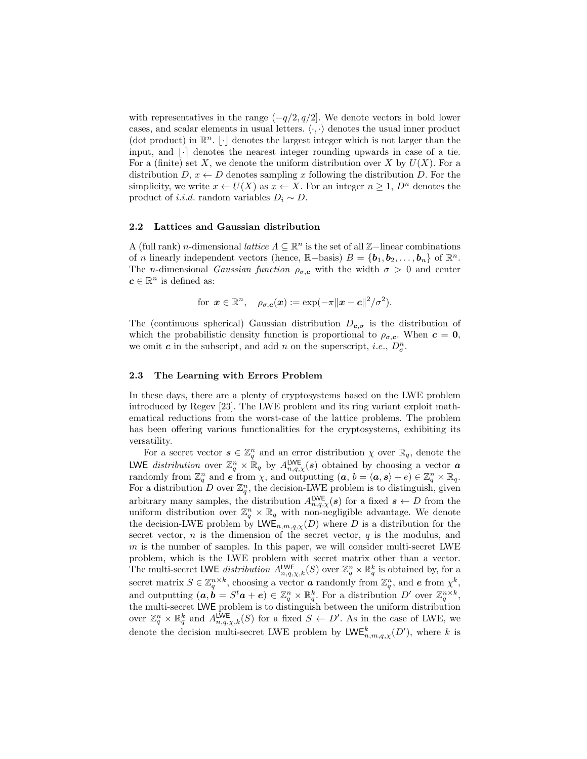with representatives in the range $(-q/2, q/2]$. We denote vectors in bold lower cases, and scalar elements in usual letters. $\langle \cdot, \cdot \rangle$ denotes the usual inner product (dot product) in $\mathbb{R}^n$. $\lfloor \cdot \rfloor$ denotes the largest integer which is not larger than the input, and $\lfloor \cdot \rceil$ denotes the nearest integer rounding upwards in case of a tie. For a (finite) set $X$, we denote the uniform distribution over $X$ by $U(X)$. For a distribution $D$, $x \leftarrow D$ denotes sampling $x$ following the distribution $D$. For the simplicity, we write $x \leftarrow U(X)$ as $x \leftarrow X$. For an integer $n \geq 1$, $D^n$ denotes the product of *i.i.d.* random variables $D_i \sim D$.

### 2.2 Lattices and Gaussian distribution

A (full rank) $n$-dimensional *lattice* $\Lambda \subseteq \mathbb{R}^n$ is the set of all $\mathbb{Z}-$linear combinations of $n$ linearly independent vectors (hence, $\mathbb{R}-$basis) $B = \{\boldsymbol{b}_1, \boldsymbol{b}_2, \ldots, \boldsymbol{b}_n\}$ of $\mathbb{R}^n$. The $n$-dimensional *Gaussian function* $\rho_{\sigma,\boldsymbol{c}}$ with the width $\sigma > 0$ and center $\boldsymbol{c} \in \mathbb{R}^n$ is defined as:

$$\text{for } \boldsymbol{x} \in \mathbb{R}^n, \quad \rho_{\sigma,\boldsymbol{c}}(\boldsymbol{x}) := \exp(-\pi \|\boldsymbol{x} - \boldsymbol{c}\|^2/\sigma^2).$$

The (continuous spherical) Gaussian distribution $D_{\boldsymbol{c},\sigma}$ is the distribution of which the probabilistic density function is proportional to $\rho_{\sigma,\boldsymbol{c}}$. When $\boldsymbol{c} = \boldsymbol{0}$, we omit $\boldsymbol{c}$ in the subscript, and add $n$ on the superscript, *i.e.*, $D^n_\sigma$.

### 2.3 The Learning with Errors Problem

In these days, there are a plenty of cryptosystems based on the LWE problem introduced by Regev [23]. The LWE problem and its ring variant exploit mathematical reductions from the worst-case of the lattice problems. The problem has been offering various functionalities for the cryptosystems, exhibiting its versatility.

For a secret vector $\boldsymbol{s} \in \mathbb{Z}_q^n$ and an error distribution $\chi$ over $\mathbb{R}_q$, denote the $\mathsf{LWE}$ *distribution* over $\mathbb{Z}_q^n \times \mathbb{R}_q$ by $A^{\mathsf{LWE}}_{n,q,\chi}(\boldsymbol{s})$ obtained by choosing a vector $\boldsymbol{a}$ randomly from $\mathbb{Z}_q^n$ and $\boldsymbol{e}$ from $\chi$, and outputting $(\boldsymbol{a},\, b = \langle \boldsymbol{a}, \boldsymbol{s} \rangle + e) \in \mathbb{Z}_q^n \times \mathbb{R}_q$. For a distribution $D$ over $\mathbb{Z}_q^n$, the decision-LWE problem is to distinguish, given arbitrary many samples, the distribution $A^{\mathsf{LWE}}_{n,q,\chi}(\boldsymbol{s})$ for a fixed $\boldsymbol{s} \leftarrow D$ from the uniform distribution over $\mathbb{Z}_q^n \times \mathbb{R}_q$ with non-negligible advantage. We denote the decision-LWE problem by $\mathsf{LWE}_{n,m,q,\chi}(D)$ where $D$ is a distribution for the secret vector, $n$ is the dimension of the secret vector, $q$ is the modulus, and $m$ is the number of samples. In this paper, we will consider multi-secret LWE problem, which is the LWE problem with secret matrix other than a vector. The multi-secret $\mathsf{LWE}$ *distribution* $A^{\mathsf{LWE}}_{n,q,\chi,k}(S)$ over $\mathbb{Z}_q^n \times \mathbb{R}_q^k$ is obtained by, for a secret matrix $S \in \mathbb{Z}_q^{n \times k}$, choosing a vector $\boldsymbol{a}$ randomly from $\mathbb{Z}_q^n$, and $\boldsymbol{e}$ from $\chi^k$, and outputting $(\boldsymbol{a}, \boldsymbol{b} = S^t\boldsymbol{a} + \boldsymbol{e}) \in \mathbb{Z}_q^n \times \mathbb{R}_q^k$. For a distribution $D'$ over $\mathbb{Z}_q^{n \times k}$, the multi-secret $\mathsf{LWE}$ problem is to distinguish between the uniform distribution over $\mathbb{Z}_q^n \times \mathbb{R}_q^k$ and $A^{\mathsf{LWE}}_{n,q,\chi,k}(S)$ for a fixed $S \leftarrow D'$. As in the case of LWE, we denote the decision multi-secret LWE problem by $\mathsf{LWE}^k_{n,m,q,\chi}(D')$, where $k$ is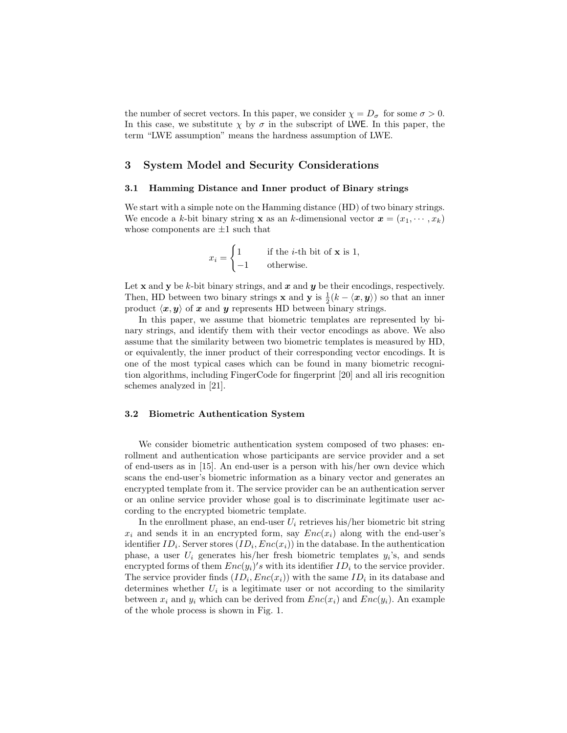the number of secret vectors. In this paper, we consider $\chi = D_\sigma$ for some $\sigma > 0$. In this case, we substitute $\chi$ by $\sigma$ in the subscript of $\mathsf{LWE}$. In this paper, the term "LWE assumption" means the hardness assumption of LWE.

## 3 System Model and Security Considerations

### 3.1 Hamming Distance and Inner product of Binary strings

We start with a simple note on the Hamming distance (HD) of two binary strings. We encode a $k$-bit binary string $\mathbf{x}$ as an $k$-dimensional vector $\boldsymbol{x} = (x_1, \cdots, x_k)$ whose components are $\pm 1$ such that

$$x_i = \begin{cases} 1 & \text{if the } i\text{-th bit of } \mathbf{x} \text{ is 1,} \\ -1 & \text{otherwise.} \end{cases}$$

Let $\mathbf{x}$ and $\mathbf{y}$ be $k$-bit binary strings, and $\boldsymbol{x}$ and $\boldsymbol{y}$ be their encodings, respectively. Then, HD between two binary strings $\mathbf{x}$ and $\mathbf{y}$ is $\frac{1}{2}(k - \langle \boldsymbol{x}, \boldsymbol{y} \rangle)$ so that an inner product $\langle \boldsymbol{x}, \boldsymbol{y} \rangle$ of $\boldsymbol{x}$ and $\boldsymbol{y}$ represents HD between binary strings.

In this paper, we assume that biometric templates are represented by binary strings, and identify them with their vector encodings as above. We also assume that the similarity between two biometric templates is measured by HD, or equivalently, the inner product of their corresponding vector encodings. It is one of the most typical cases which can be found in many biometric recognition algorithms, including FingerCode for fingerprint [20] and all iris recognition schemes analyzed in [21].

### 3.2 Biometric Authentication System

We consider biometric authentication system composed of two phases: enrollment and authentication whose participants are service provider and a set of end-users as in [15]. An end-user is a person with his/her own device which scans the end-user's biometric information as a binary vector and generates an encrypted template from it. The service provider can be an authentication server or an online service provider whose goal is to discriminate legitimate user according to the encrypted biometric template.

In the enrollment phase, an end-user $U_i$ retrieves his/her biometric bit string $x_i$ and sends it in an encrypted form, say $Enc(x_i)$ along with the end-user's identifier $ID_i$. Server stores $(ID_i, Enc(x_i))$ in the database. In the authentication phase, a user $U_i$ generates his/her fresh biometric templates $y_i$'s, and sends encrypted forms of them $Enc(y_i)'s$ with its identifier $ID_i$ to the service provider. The service provider finds $(ID_i, Enc(x_i))$ with the same $ID_i$ in its database and determines whether $U_i$ is a legitimate user or not according to the similarity between $x_i$ and $y_i$ which can be derived from $Enc(x_i)$ and $Enc(y_i)$. An example of the whole process is shown in Fig. 1.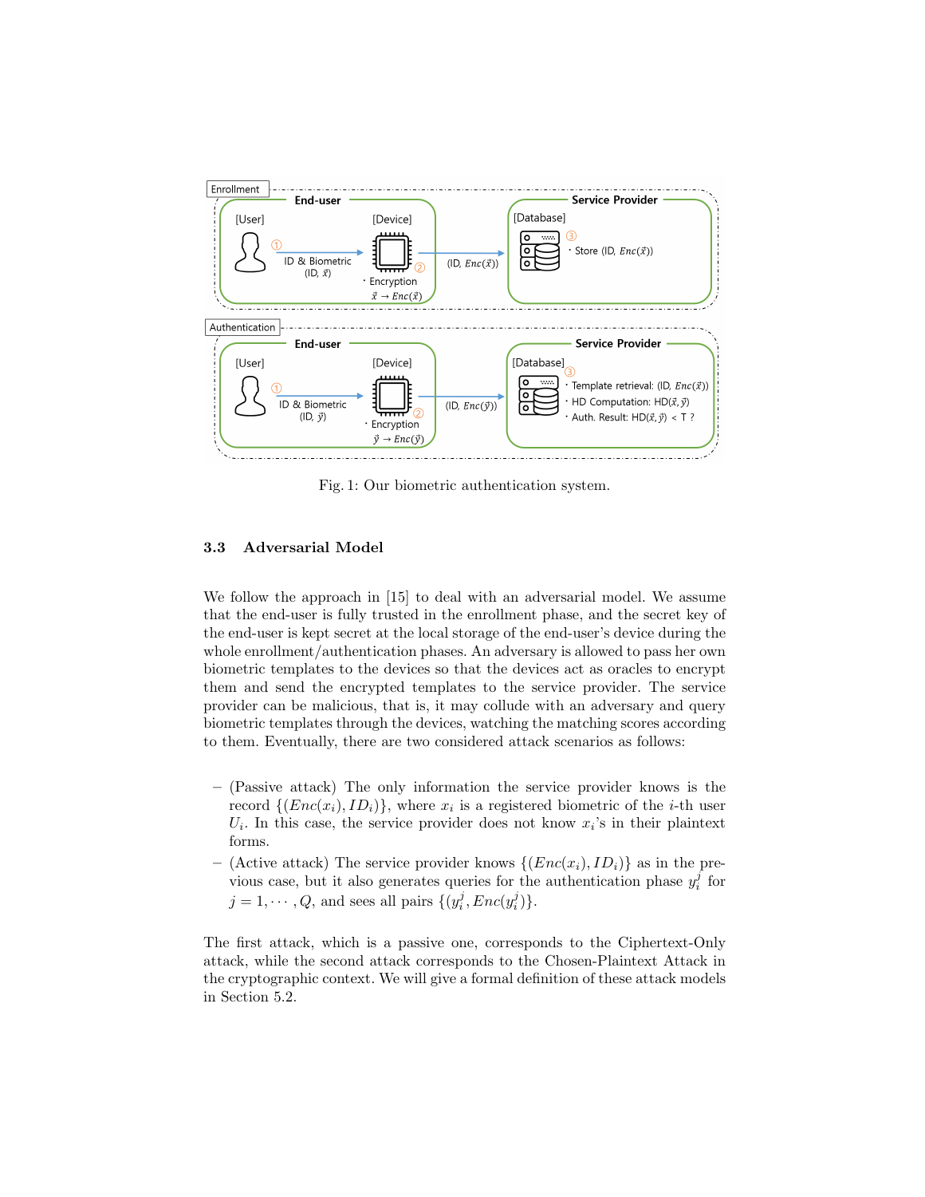Fig. 1: Our biometric authentication system.

### 3.3 Adversarial Model

We follow the approach in [15] to deal with an adversarial model. We assume that the end-user is fully trusted in the enrollment phase, and the secret key of the end-user is kept secret at the local storage of the end-user's device during the whole enrollment/authentication phases. An adversary is allowed to pass her own biometric templates to the devices so that the devices act as oracles to encrypt them and send the encrypted templates to the service provider. The service provider can be malicious, that is, it may collude with an adversary and query biometric templates through the devices, watching the matching scores according to them. Eventually, there are two considered attack scenarios as follows:

- (Passive attack) The only information the service provider knows is the record $\{(Enc(x_i), ID_i)\}$, where $x_i$ is a registered biometric of the $i$-th user $U_i$. In this case, the service provider does not know $x_i$'s in their plaintext forms.
- (Active attack) The service provider knows $\{(Enc(x_i), ID_i)\}$ as in the previous case, but it also generates queries for the authentication phase $y_i^j$ for $j = 1, \cdots, Q$, and sees all pairs $\{(y_i^j, Enc(y_i^j))\}$.

The first attack, which is a passive one, corresponds to the Ciphertext-Only attack, while the second attack corresponds to the Chosen-Plaintext Attack in the cryptographic context. We will give a formal definition of these attack models in Section 5.2.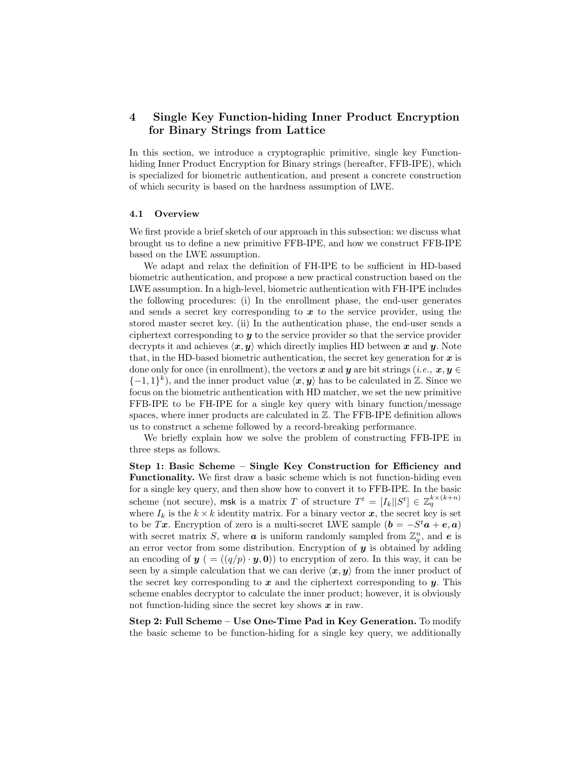# 4 Single Key Function-hiding Inner Product Encryption for Binary Strings from Lattice

In this section, we introduce a cryptographic primitive, single key Function-hiding Inner Product Encryption for Binary strings (hereafter, FFB-IPE), which is specialized for biometric authentication, and present a concrete construction of which security is based on the hardness assumption of LWE.

## 4.1 Overview

We first provide a brief sketch of our approach in this subsection: we discuss what brought us to define a new primitive FFB-IPE, and how we construct FFB-IPE based on the LWE assumption.

We adapt and relax the definition of FH-IPE to be sufficient in HD-based biometric authentication, and propose a new practical construction based on the LWE assumption. In a high-level, biometric authentication with FH-IPE includes the following procedures: (i) In the enrollment phase, the end-user generates and sends a secret key corresponding to $\boldsymbol{x}$ to the service provider, using the stored master secret key. (ii) In the authentication phase, the end-user sends a ciphertext corresponding to $\boldsymbol{y}$ to the service provider so that the service provider decrypts it and achieves $\langle \boldsymbol{x}, \boldsymbol{y} \rangle$ which directly implies HD between $\boldsymbol{x}$ and $\boldsymbol{y}$. Note that, in the HD-based biometric authentication, the secret key generation for $\boldsymbol{x}$ is done only for once (in enrollment), the vectors $\boldsymbol{x}$ and $\boldsymbol{y}$ are bit strings (*i.e.,* $\boldsymbol{x}, \boldsymbol{y} \in \{-1, 1\}^k$), and the inner product value $\langle \boldsymbol{x}, \boldsymbol{y} \rangle$ has to be calculated in $\mathbb{Z}$. Since we focus on the biometric authentication with HD matcher, we set the new primitive FFB-IPE to be FH-IPE for a single key query with binary function/message spaces, where inner products are calculated in $\mathbb{Z}$. The FFB-IPE definition allows us to construct a scheme followed by a record-breaking performance.

We briefly explain how we solve the problem of constructing FFB-IPE in three steps as follows.

**Step 1: Basic Scheme – Single Key Construction for Efficiency and Functionality.** We first draw a basic scheme which is not function-hiding even for a single key query, and then show how to convert it to FFB-IPE. In the basic scheme (not secure), $\mathsf{msk}$ is a matrix $T$ of structure $T^t = [I_k || S^t] \in \mathbb{Z}_q^{k \times (k+n)}$ where $I_k$ is the $k \times k$ identity matrix. For a binary vector $\boldsymbol{x}$, the secret key is set to be $T\boldsymbol{x}$. Encryption of zero is a multi-secret LWE sample ($\boldsymbol{b} = -S^t \boldsymbol{a} + \boldsymbol{e}, \boldsymbol{a}$) with secret matrix $S$, where $\boldsymbol{a}$ is uniform randomly sampled from $\mathbb{Z}_q^n$, and $\boldsymbol{e}$ is an error vector from some distribution. Encryption of $\boldsymbol{y}$ is obtained by adding an encoding of $\boldsymbol{y}$ ( $= ((q/p) \cdot \boldsymbol{y}, \boldsymbol{0})$) to encryption of zero. In this way, it can be seen by a simple calculation that we can derive $\langle \boldsymbol{x}, \boldsymbol{y} \rangle$ from the inner product of the secret key corresponding to $\boldsymbol{x}$ and the ciphertext corresponding to $\boldsymbol{y}$. This scheme enables decryptor to calculate the inner product; however, it is obviously not function-hiding since the secret key shows $\boldsymbol{x}$ in raw.

**Step 2: Full Scheme – Use One-Time Pad in Key Generation.** To modify the basic scheme to be function-hiding for a single key query, we additionally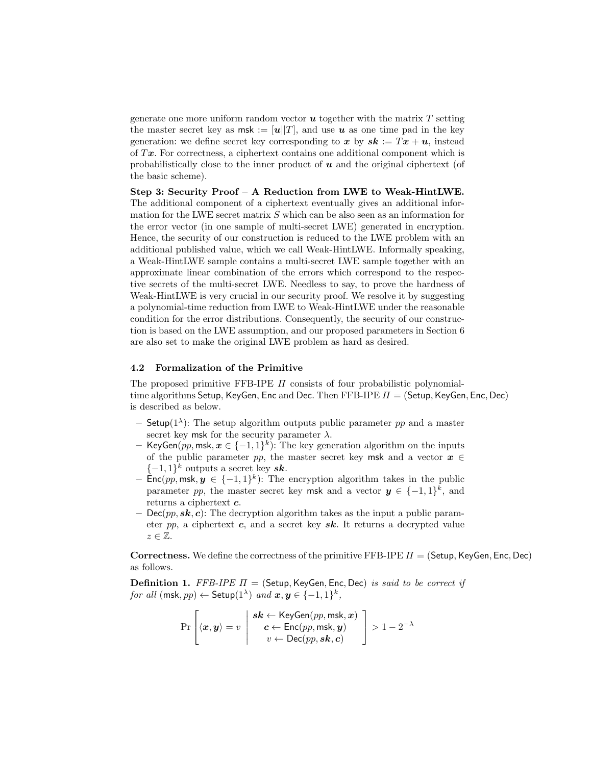generate one more uniform random vector $\boldsymbol{u}$ together with the matrix $T$ setting the master secret key as $\mathsf{msk} := [\boldsymbol{u} \| T]$, and use $\boldsymbol{u}$ as one time pad in the key generation: we define secret key corresponding to $\boldsymbol{x}$ by $\boldsymbol{sk} := T\boldsymbol{x} + \boldsymbol{u}$, instead of $T\boldsymbol{x}$. For correctness, a ciphertext contains one additional component which is probabilistically close to the inner product of $\boldsymbol{u}$ and the original ciphertext (of the basic scheme).

**Step 3: Security Proof – A Reduction from LWE to Weak-HintLWE.** The additional component of a ciphertext eventually gives an additional information for the LWE secret matrix $S$ which can be also seen as an information for the error vector (in one sample of multi-secret LWE) generated in encryption. Hence, the security of our construction is reduced to the LWE problem with an additional published value, which we call Weak-HintLWE. Informally speaking, a Weak-HintLWE sample contains a multi-secret LWE sample together with an approximate linear combination of the errors which correspond to the respective secrets of the multi-secret LWE. Needless to say, to prove the hardness of Weak-HintLWE is very crucial in our security proof. We resolve it by suggesting a polynomial-time reduction from LWE to Weak-HintLWE under the reasonable condition for the error distributions. Consequently, the security of our construction is based on the LWE assumption, and our proposed parameters in Section 6 are also set to make the original LWE problem as hard as desired.

### 4.2 Formalization of the Primitive

The proposed primitive FFB-IPE $\Pi$ consists of four probabilistic polynomial-time algorithms $\mathsf{Setup}$, $\mathsf{KeyGen}$, $\mathsf{Enc}$ and $\mathsf{Dec}$. Then FFB-IPE $\Pi = (\mathsf{Setup}, \mathsf{KeyGen}, \mathsf{Enc}, \mathsf{Dec})$ is described as below.

- $\mathsf{Setup}(1^\lambda)$: The setup algorithm outputs public parameter $pp$ and a master secret key $\mathsf{msk}$ for the security parameter $\lambda$.
- $\mathsf{KeyGen}(pp, \mathsf{msk}, \boldsymbol{x} \in \{-1,1\}^k)$: The key generation algorithm on the inputs of the public parameter $pp$, the master secret key $\mathsf{msk}$ and a vector $\boldsymbol{x} \in \{-1,1\}^k$ outputs a secret key $\boldsymbol{sk}$.
- $\mathsf{Enc}(pp, \mathsf{msk}, \boldsymbol{y} \in \{-1,1\}^k)$: The encryption algorithm takes in the public parameter $pp$, the master secret key $\mathsf{msk}$ and a vector $\boldsymbol{y} \in \{-1,1\}^k$, and returns a ciphertext $\boldsymbol{c}$.
- $\mathsf{Dec}(pp, \boldsymbol{sk}, \boldsymbol{c})$: The decryption algorithm takes as the input a public parameter $pp$, a ciphertext $\boldsymbol{c}$, and a secret key $\boldsymbol{sk}$. It returns a decrypted value $z \in \mathbb{Z}$.

**Correctness.** We define the correctness of the primitive FFB-IPE $\Pi = (\mathsf{Setup}, \mathsf{KeyGen}, \mathsf{Enc}, \mathsf{Dec})$ as follows.

**Definition 1.** *FFB-IPE $\Pi = (\mathsf{Setup}, \mathsf{KeyGen}, \mathsf{Enc}, \mathsf{Dec})$ is said to be correct if for all $(\mathsf{msk}, pp) \leftarrow \mathsf{Setup}(1^\lambda)$ and $\boldsymbol{x}, \boldsymbol{y} \in \{-1,1\}^k$,*

$$\Pr\left[ \langle \boldsymbol{x}, \boldsymbol{y} \rangle = v \;\middle|\; \begin{array}{c} \boldsymbol{sk} \leftarrow \mathsf{KeyGen}(pp, \mathsf{msk}, \boldsymbol{x}) \\ \boldsymbol{c} \leftarrow \mathsf{Enc}(pp, \mathsf{msk}, \boldsymbol{y}) \\ v \leftarrow \mathsf{Dec}(pp, \boldsymbol{sk}, \boldsymbol{c}) \end{array} \right] > 1 - 2^{-\lambda}$$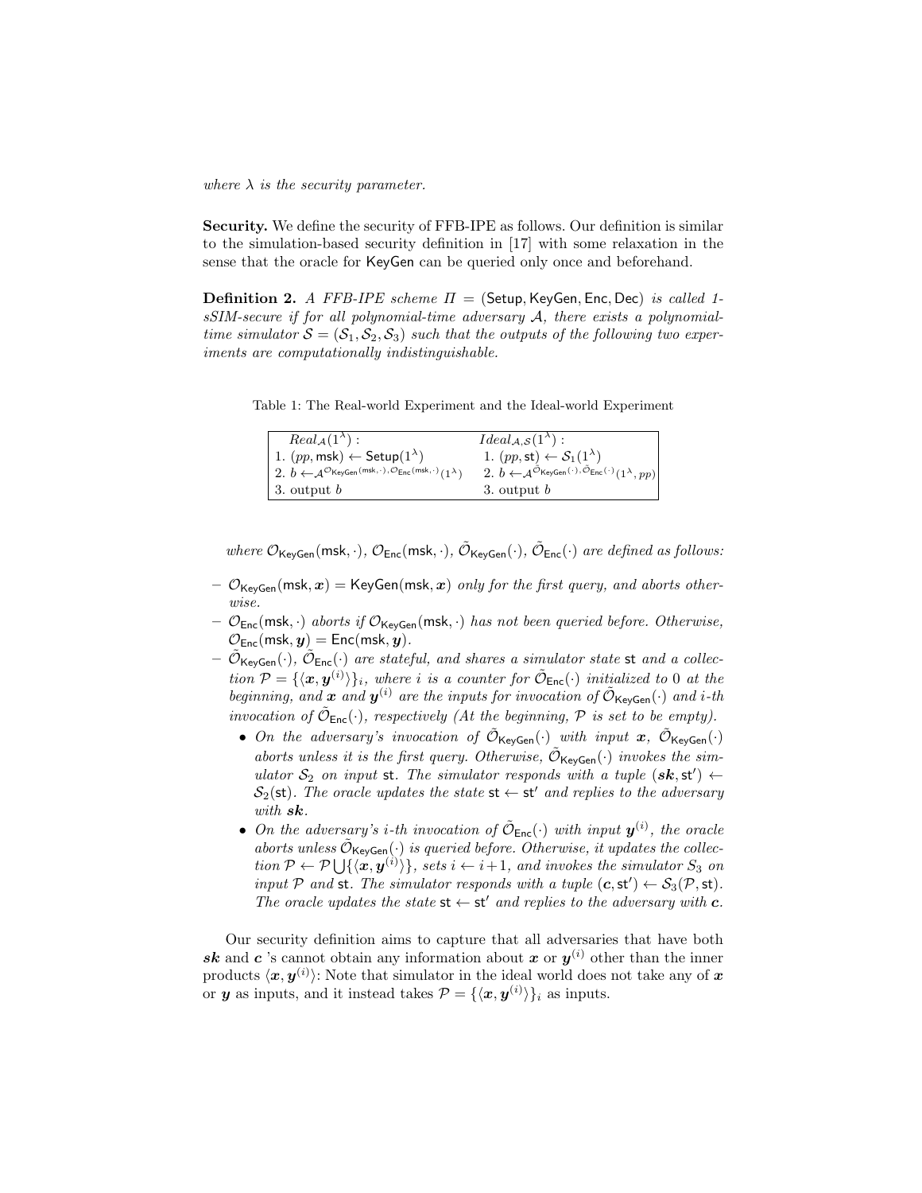*where $\lambda$ is the security parameter.*

**Security.** We define the security of FFB-IPE as follows. Our definition is similar to the simulation-based security definition in [17] with some relaxation in the sense that the oracle for $\mathsf{KeyGen}$ can be queried only once and beforehand.

**Definition 2.** *A FFB-IPE scheme $\Pi = (\mathsf{Setup}, \mathsf{KeyGen}, \mathsf{Enc}, \mathsf{Dec})$ is called 1-sSIM-secure if for all polynomial-time adversary $\mathcal{A}$, there exists a polynomial-time simulator $\mathcal{S} = (\mathcal{S}_1, \mathcal{S}_2, \mathcal{S}_3)$ such that the outputs of the following two experiments are computationally indistinguishable.*

Table 1: The Real-world Experiment and the Ideal-world Experiment

| $Real_{\mathcal{A}}(1^\lambda)$ : | $Ideal_{\mathcal{A},\mathcal{S}}(1^\lambda)$ : |
|---|---|
| 1. $(pp, \mathsf{msk}) \leftarrow \mathsf{Setup}(1^\lambda)$ | 1. $(pp, \mathsf{st}) \leftarrow \mathcal{S}_1(1^\lambda)$ |
| 2. $b \leftarrow \mathcal{A}^{\mathcal{O}_{\mathsf{KeyGen}}(\mathsf{msk},\cdot), \mathcal{O}_{\mathsf{Enc}}(\mathsf{msk},\cdot)}(1^\lambda)$ | 2. $b \leftarrow \mathcal{A}^{\tilde{\mathcal{O}}_{\mathsf{KeyGen}}(\cdot), \tilde{\mathcal{O}}_{\mathsf{Enc}}(\cdot)}(1^\lambda, pp)$ |
| 3. output $b$ | 3. output $b$ |

*where $\mathcal{O}_{\mathsf{KeyGen}}(\mathsf{msk}, \cdot)$, $\mathcal{O}_{\mathsf{Enc}}(\mathsf{msk}, \cdot)$, $\tilde{\mathcal{O}}_{\mathsf{KeyGen}}(\cdot)$, $\tilde{\mathcal{O}}_{\mathsf{Enc}}(\cdot)$ are defined as follows:*

- $\mathcal{O}_{\mathsf{KeyGen}}(\mathsf{msk}, \boldsymbol{x}) = \mathsf{KeyGen}(\mathsf{msk}, \boldsymbol{x})$ *only for the first query, and aborts otherwise.*
- $\mathcal{O}_{\mathsf{Enc}}(\mathsf{msk}, \cdot)$ *aborts if* $\mathcal{O}_{\mathsf{KeyGen}}(\mathsf{msk}, \cdot)$ *has not been queried before. Otherwise,* $\mathcal{O}_{\mathsf{Enc}}(\mathsf{msk}, \boldsymbol{y}) = \mathsf{Enc}(\mathsf{msk}, \boldsymbol{y})$.
- $\tilde{\mathcal{O}}_{\mathsf{KeyGen}}(\cdot)$, $\tilde{\mathcal{O}}_{\mathsf{Enc}}(\cdot)$ *are stateful, and shares a simulator state* $\mathsf{st}$ *and a collection* $\mathcal{P} = \{\langle \boldsymbol{x}, \boldsymbol{y}^{(i)} \rangle\}_i$*, where $i$ is a counter for* $\tilde{\mathcal{O}}_{\mathsf{Enc}}(\cdot)$ *initialized to 0 at the beginning, and* $\boldsymbol{x}$ *and* $\boldsymbol{y}^{(i)}$ *are the inputs for invocation of* $\tilde{\mathcal{O}}_{\mathsf{KeyGen}}(\cdot)$ *and $i$-th invocation of* $\tilde{\mathcal{O}}_{\mathsf{Enc}}(\cdot)$*, respectively (At the beginning,* $\mathcal{P}$ *is set to be empty).*
  - *On the adversary's invocation of* $\tilde{\mathcal{O}}_{\mathsf{KeyGen}}(\cdot)$ *with input* $\boldsymbol{x}$*,* $\tilde{\mathcal{O}}_{\mathsf{KeyGen}}(\cdot)$ *aborts unless it is the first query. Otherwise,* $\tilde{\mathcal{O}}_{\mathsf{KeyGen}}(\cdot)$ *invokes the simulator* $\mathcal{S}_2$ *on input* $\mathsf{st}$*. The simulator responds with a tuple* $(\boldsymbol{sk}, \mathsf{st}') \leftarrow \mathcal{S}_2(\mathsf{st})$*. The oracle updates the state* $\mathsf{st} \leftarrow \mathsf{st}'$ *and replies to the adversary with* $\boldsymbol{sk}$.
  - *On the adversary's $i$-th invocation of* $\tilde{\mathcal{O}}_{\mathsf{Enc}}(\cdot)$ *with input* $\boldsymbol{y}^{(i)}$*, the oracle aborts unless* $\tilde{\mathcal{O}}_{\mathsf{KeyGen}}(\cdot)$ *is queried before. Otherwise, it updates the collection* $\mathcal{P} \leftarrow \mathcal{P} \bigcup \{\langle \boldsymbol{x}, \boldsymbol{y}^{(i)} \rangle\}$*, sets* $i \leftarrow i+1$*, and invokes the simulator* $S_3$ *on input* $\mathcal{P}$ *and* $\mathsf{st}$*. The simulator responds with a tuple* $(\boldsymbol{c}, \mathsf{st}') \leftarrow \mathcal{S}_3(\mathcal{P}, \mathsf{st})$*. The oracle updates the state* $\mathsf{st} \leftarrow \mathsf{st}'$ *and replies to the adversary with* $\boldsymbol{c}$.

Our security definition aims to capture that all adversaries that have both $\boldsymbol{sk}$ and $\boldsymbol{c}$ 's cannot obtain any information about $\boldsymbol{x}$ or $\boldsymbol{y}^{(i)}$ other than the inner products $\langle \boldsymbol{x}, \boldsymbol{y}^{(i)} \rangle$: Note that simulator in the ideal world does not take any of $\boldsymbol{x}$ or $\boldsymbol{y}$ as inputs, and it instead takes $\mathcal{P} = \{\langle \boldsymbol{x}, \boldsymbol{y}^{(i)} \rangle\}_i$ as inputs.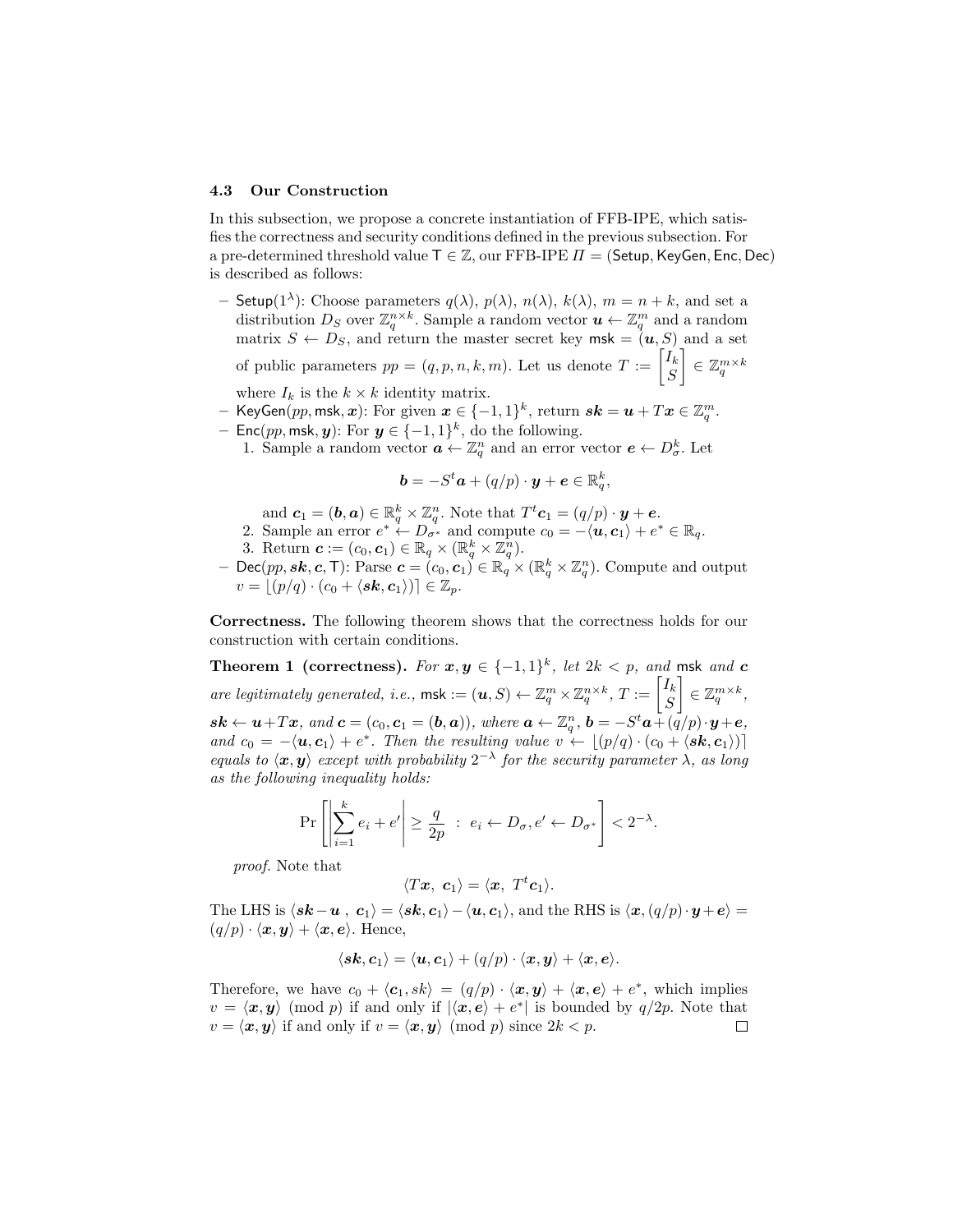### 4.3 Our Construction

In this subsection, we propose a concrete instantiation of FFB-IPE, which satisfies the correctness and security conditions defined in the previous subsection. For a pre-determined threshold value $\mathsf{T} \in \mathbb{Z}$, our FFB-IPE $\Pi = (\mathsf{Setup}, \mathsf{KeyGen}, \mathsf{Enc}, \mathsf{Dec})$ is described as follows:

- $\mathsf{Setup}(1^\lambda)$: Choose parameters $q(\lambda)$, $p(\lambda)$, $n(\lambda)$, $k(\lambda)$, $m = n + k$, and set a distribution $D_S$ over $\mathbb{Z}_q^{n\times k}$. Sample a random vector $\boldsymbol{u} \leftarrow \mathbb{Z}_q^m$ and a random matrix $S \leftarrow D_S$, and return the master secret key $\mathsf{msk} = (\boldsymbol{u}, S)$ and a set of public parameters $pp = (q, p, n, k, m)$. Let us denote $T := \begin{bmatrix} I_k \\ S \end{bmatrix} \in \mathbb{Z}_q^{m\times k}$ where $I_k$ is the $k \times k$ identity matrix.
- $\mathsf{KeyGen}(pp, \mathsf{msk}, \boldsymbol{x})$: For given $\boldsymbol{x} \in \{-1, 1\}^k$, return $\boldsymbol{sk} = \boldsymbol{u} + T\boldsymbol{x} \in \mathbb{Z}_q^m$.
- $\mathsf{Enc}(pp, \mathsf{msk}, \boldsymbol{y})$: For $\boldsymbol{y} \in \{-1, 1\}^k$, do the following.
  1. Sample a random vector $\boldsymbol{a} \leftarrow \mathbb{Z}_q^n$ and an error vector $\boldsymbol{e} \leftarrow D_\sigma^k$. Let
  $$\boldsymbol{b} = -S^t\boldsymbol{a} + (q/p)\cdot \boldsymbol{y} + \boldsymbol{e} \in \mathbb{R}_q^k,$$
  and $\boldsymbol{c}_1 = (\boldsymbol{b}, \boldsymbol{a}) \in \mathbb{R}_q^k \times \mathbb{Z}_q^n$. Note that $T^t\boldsymbol{c}_1 = (q/p)\cdot \boldsymbol{y} + \boldsymbol{e}$.
  2. Sample an error $e^* \leftarrow D_{\sigma^*}$ and compute $c_0 = -\langle \boldsymbol{u}, \boldsymbol{c}_1\rangle + e^* \in \mathbb{R}_q$.
  3. Return $\boldsymbol{c} := (c_0, \boldsymbol{c}_1) \in \mathbb{R}_q \times (\mathbb{R}_q^k \times \mathbb{Z}_q^n)$.
- $\mathsf{Dec}(pp, \boldsymbol{sk}, \boldsymbol{c}, \mathsf{T})$: Parse $\boldsymbol{c} = (c_0, \boldsymbol{c}_1) \in \mathbb{R}_q \times (\mathbb{R}_q^k \times \mathbb{Z}_q^n)$. Compute and output $v = \lfloor (p/q)\cdot (c_0 + \langle \boldsymbol{sk}, \boldsymbol{c}_1\rangle)\rceil \in \mathbb{Z}_p$.

**Correctness.** The following theorem shows that the correctness holds for our construction with certain conditions.

**Theorem 1 (correctness).** *For $\boldsymbol{x}, \boldsymbol{y} \in \{-1, 1\}^k$, let $2k < p$, and* $\mathsf{msk}$ *and* $\boldsymbol{c}$ *are legitimately generated, i.e.,* $\mathsf{msk} := (\boldsymbol{u}, S) \leftarrow \mathbb{Z}_q^m \times \mathbb{Z}_q^{n\times k}$, $T := \begin{bmatrix} I_k \\ S \end{bmatrix} \in \mathbb{Z}_q^{m\times k}$, $\boldsymbol{sk} \leftarrow \boldsymbol{u} + T\boldsymbol{x}$, *and* $\boldsymbol{c} = (c_0, \boldsymbol{c}_1 = (\boldsymbol{b}, \boldsymbol{a}))$, *where* $\boldsymbol{a} \leftarrow \mathbb{Z}_q^n$, $\boldsymbol{b} = -S^t\boldsymbol{a} + (q/p)\cdot \boldsymbol{y} + \boldsymbol{e}$, *and* $c_0 = -\langle \boldsymbol{u}, \boldsymbol{c}_1\rangle + e^*$. *Then the resulting value* $v \leftarrow \lfloor (p/q)\cdot (c_0 + \langle \boldsymbol{sk}, \boldsymbol{c}_1\rangle)\rceil$ *equals to* $\langle \boldsymbol{x}, \boldsymbol{y}\rangle$ *except with probability* $2^{-\lambda}$ *for the security parameter* $\lambda$, *as long as the following inequality holds:*

$$\Pr\left[\left|\sum_{i=1}^{k} e_i + e'\right| \geq \frac{q}{2p} \;:\; e_i \leftarrow D_\sigma, e' \leftarrow D_{\sigma^*}\right] < 2^{-\lambda}.$$

*proof.* Note that
$$\langle T\boldsymbol{x},\ \boldsymbol{c}_1\rangle = \langle \boldsymbol{x},\ T^t\boldsymbol{c}_1\rangle.$$
The LHS is $\langle \boldsymbol{sk} - \boldsymbol{u}\ ,\ \boldsymbol{c}_1\rangle = \langle \boldsymbol{sk}, \boldsymbol{c}_1\rangle - \langle \boldsymbol{u}, \boldsymbol{c}_1\rangle$, and the RHS is $\langle \boldsymbol{x}, (q/p)\cdot \boldsymbol{y} + \boldsymbol{e}\rangle = (q/p)\cdot \langle \boldsymbol{x}, \boldsymbol{y}\rangle + \langle \boldsymbol{x}, \boldsymbol{e}\rangle$. Hence,
$$\langle \boldsymbol{sk}, \boldsymbol{c}_1\rangle = \langle \boldsymbol{u}, \boldsymbol{c}_1\rangle + (q/p)\cdot \langle \boldsymbol{x}, \boldsymbol{y}\rangle + \langle \boldsymbol{x}, \boldsymbol{e}\rangle.$$
Therefore, we have $c_0 + \langle \boldsymbol{c}_1, sk\rangle = (q/p)\cdot \langle \boldsymbol{x}, \boldsymbol{y}\rangle + \langle \boldsymbol{x}, \boldsymbol{e}\rangle + e^*$, which implies $v = \langle \boldsymbol{x}, \boldsymbol{y}\rangle \pmod p$ if and only if $|\langle \boldsymbol{x}, \boldsymbol{e}\rangle + e^*|$ is bounded by $q/2p$. Note that $v = \langle \boldsymbol{x}, \boldsymbol{y}\rangle$ if and only if $v = \langle \boldsymbol{x}, \boldsymbol{y}\rangle \pmod p$ since $2k < p$. □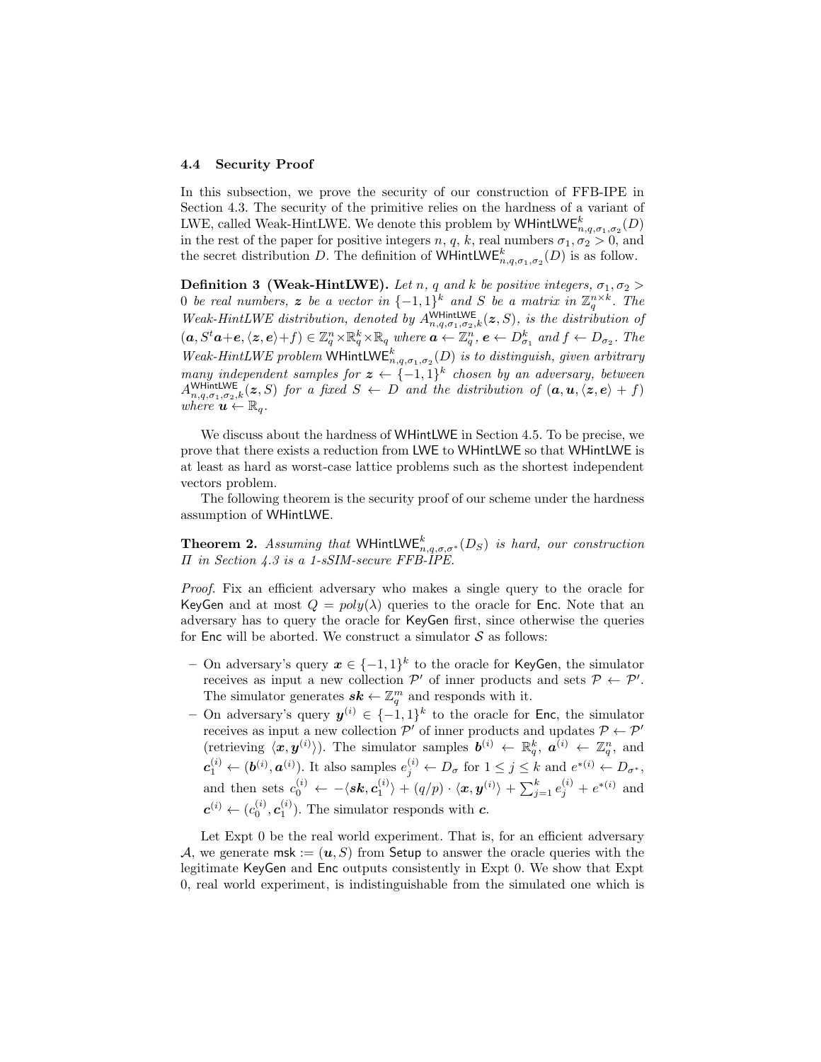### 4.4 Security Proof

In this subsection, we prove the security of our construction of FFB-IPE in Section 4.3. The security of the primitive relies on the hardness of a variant of LWE, called Weak-HintLWE. We denote this problem by $\mathsf{WHintLWE}^k_{n,q,\sigma_1,\sigma_2}(D)$ in the rest of the paper for positive integers $n$, $q$, $k$, real numbers $\sigma_1, \sigma_2 > 0$, and the secret distribution $D$. The definition of $\mathsf{WHintLWE}^k_{n,q,\sigma_1,\sigma_2}(D)$ is as follow.

**Definition 3 (Weak-HintLWE).** *Let $n$, $q$ and $k$ be positive integers, $\sigma_1, \sigma_2 > 0$ be real numbers, $\boldsymbol{z}$ be a vector in $\{-1,1\}^k$ and $S$ be a matrix in $\mathbb{Z}_q^{n\times k}$. The Weak-HintLWE distribution, denoted by $A^{\mathsf{WHintLWE}}_{n,q,\sigma_1,\sigma_2,k}(\boldsymbol{z}, S)$, is the distribution of $(\boldsymbol{a}, S^t\boldsymbol{a}+\boldsymbol{e}, \langle \boldsymbol{z}, \boldsymbol{e}\rangle + f) \in \mathbb{Z}_q^n \times \mathbb{R}_q^k \times \mathbb{R}_q$ where $\boldsymbol{a} \leftarrow \mathbb{Z}_q^n$, $\boldsymbol{e} \leftarrow D^k_{\sigma_1}$ and $f \leftarrow D_{\sigma_2}$. The Weak-HintLWE problem $\mathsf{WHintLWE}^k_{n,q,\sigma_1,\sigma_2}(D)$ is to distinguish, given arbitrary many independent samples for $\boldsymbol{z} \leftarrow \{-1,1\}^k$ chosen by an adversary, between $A^{\mathsf{WHintLWE}}_{n,q,\sigma_1,\sigma_2,k}(\boldsymbol{z}, S)$ for a fixed $S \leftarrow D$ and the distribution of $(\boldsymbol{a}, \boldsymbol{u}, \langle \boldsymbol{z}, \boldsymbol{e}\rangle + f)$ where $\boldsymbol{u} \leftarrow \mathbb{R}_q$.*

We discuss about the hardness of WHintLWE in Section 4.5. To be precise, we prove that there exists a reduction from LWE to WHintLWE so that WHintLWE is at least as hard as worst-case lattice problems such as the shortest independent vectors problem.

The following theorem is the security proof of our scheme under the hardness assumption of WHintLWE.

**Theorem 2.** *Assuming that $\mathsf{WHintLWE}^k_{n,q,\sigma,\sigma^*}(D_S)$ is hard, our construction $\Pi$ in Section 4.3 is a 1-sSIM-secure FFB-IPE.*

*Proof.* Fix an efficient adversary who makes a single query to the oracle for KeyGen and at most $Q = poly(\lambda)$ queries to the oracle for Enc. Note that an adversary has to query the oracle for KeyGen first, since otherwise the queries for Enc will be aborted. We construct a simulator $\mathcal{S}$ as follows:

- On adversary's query $\boldsymbol{x} \in \{-1,1\}^k$ to the oracle for KeyGen, the simulator receives as input a new collection $\mathcal{P}'$ of inner products and sets $\mathcal{P} \leftarrow \mathcal{P}'$. The simulator generates $\boldsymbol{sk} \leftarrow \mathbb{Z}_q^m$ and responds with it.
- On adversary's query $\boldsymbol{y}^{(i)} \in \{-1,1\}^k$ to the oracle for Enc, the simulator receives as input a new collection $\mathcal{P}'$ of inner products and updates $\mathcal{P} \leftarrow \mathcal{P}'$ (retrieving $\langle \boldsymbol{x}, \boldsymbol{y}^{(i)}\rangle$). The simulator samples $\boldsymbol{b}^{(i)} \leftarrow \mathbb{R}_q^k$, $\boldsymbol{a}^{(i)} \leftarrow \mathbb{Z}_q^n$, and $\boldsymbol{c}_1^{(i)} \leftarrow (\boldsymbol{b}^{(i)}, \boldsymbol{a}^{(i)})$. It also samples $e_j^{(i)} \leftarrow D_\sigma$ for $1 \le j \le k$ and $e^{*(i)} \leftarrow D_{\sigma^*}$, and then sets $c_0^{(i)} \leftarrow -\langle \boldsymbol{sk}, \boldsymbol{c}_1^{(i)}\rangle + (q/p)\cdot\langle \boldsymbol{x}, \boldsymbol{y}^{(i)}\rangle + \sum_{j=1}^k e_j^{(i)} + e^{*(i)}$ and $\boldsymbol{c}^{(i)} \leftarrow (c_0^{(i)}, \boldsymbol{c}_1^{(i)})$. The simulator responds with $\boldsymbol{c}$.

Let Expt 0 be the real world experiment. That is, for an efficient adversary $\mathcal{A}$, we generate $\mathsf{msk} := (\boldsymbol{u}, S)$ from Setup to answer the oracle queries with the legitimate KeyGen and Enc outputs consistently in Expt 0. We show that Expt 0, real world experiment, is indistinguishable from the simulated one which is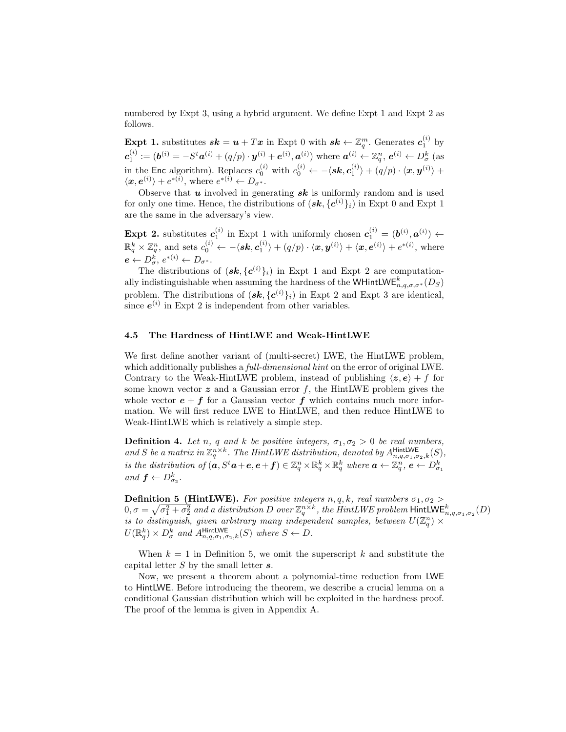numbered by Expt 3, using a hybrid argument. We define Expt 1 and Expt 2 as follows.

**Expt 1.** substitutes $\boldsymbol{sk} = \boldsymbol{u} + T\boldsymbol{x}$ in Expt 0 with $\boldsymbol{sk} \leftarrow \mathbb{Z}_q^m$. Generates $\boldsymbol{c}_1^{(i)}$ by $\boldsymbol{c}_1^{(i)} := (\boldsymbol{b}^{(i)} = -S^t\boldsymbol{a}^{(i)} + (q/p)\cdot\boldsymbol{y}^{(i)} + \boldsymbol{e}^{(i)}, \boldsymbol{a}^{(i)})$ where $\boldsymbol{a}^{(i)} \leftarrow \mathbb{Z}_q^n$, $\boldsymbol{e}^{(i)} \leftarrow D_\sigma^k$ (as in the $\mathsf{Enc}$ algorithm). Replaces $c_0^{(i)}$ with $c_0^{(i)} \leftarrow -\langle \boldsymbol{sk}, \boldsymbol{c}_1^{(i)}\rangle + (q/p)\cdot\langle \boldsymbol{x}, \boldsymbol{y}^{(i)}\rangle + \langle \boldsymbol{x}, \boldsymbol{e}^{(i)}\rangle + e^{*(i)}$, where $e^{*(i)} \leftarrow D_{\sigma^*}$.

Observe that $\boldsymbol{u}$ involved in generating $\boldsymbol{sk}$ is uniformly random and is used for only one time. Hence, the distributions of $(\boldsymbol{sk}, \{\boldsymbol{c}^{(i)}\}_i)$ in Expt 0 and Expt 1 are the same in the adversary's view.

**Expt 2.** substitutes $\boldsymbol{c}_1^{(i)}$ in Expt 1 with uniformly chosen $\boldsymbol{c}_1^{(i)} = (\boldsymbol{b}^{(i)}, \boldsymbol{a}^{(i)}) \leftarrow \mathbb{R}_q^k \times \mathbb{Z}_q^n$, and sets $c_0^{(i)} \leftarrow -\langle \boldsymbol{sk}, \boldsymbol{c}_1^{(i)}\rangle + (q/p)\cdot\langle \boldsymbol{x}, \boldsymbol{y}^{(i)}\rangle + \langle \boldsymbol{x}, \boldsymbol{e}^{(i)}\rangle + e^{*(i)}$, where $\boldsymbol{e} \leftarrow D_\sigma^k$, $e^{*(i)} \leftarrow D_{\sigma^*}$.

The distributions of $(\boldsymbol{sk}, \{\boldsymbol{c}^{(i)}\}_i)$ in Expt 1 and Expt 2 are computationally indistinguishable when assuming the hardness of the $\mathsf{WHintLWE}^k_{n,q,\sigma,\sigma^*}(D_S)$ problem. The distributions of $(\boldsymbol{sk}, \{\boldsymbol{c}^{(i)}\}_i)$ in Expt 2 and Expt 3 are identical, since $\boldsymbol{e}^{(i)}$ in Expt 2 is independent from other variables.

### 4.5 The Hardness of HintLWE and Weak-HintLWE

We first define another variant of (multi-secret) LWE, the HintLWE problem, which additionally publishes a *full-dimensional hint* on the error of original LWE. Contrary to the Weak-HintLWE problem, instead of publishing $\langle \boldsymbol{z}, \boldsymbol{e}\rangle + f$ for some known vector $\boldsymbol{z}$ and a Gaussian error $f$, the HintLWE problem gives the whole vector $\boldsymbol{e} + \boldsymbol{f}$ for a Gaussian vector $\boldsymbol{f}$ which contains much more information. We will first reduce LWE to HintLWE, and then reduce HintLWE to Weak-HintLWE which is relatively a simple step.

**Definition 4.** *Let $n$, $q$ and $k$ be positive integers, $\sigma_1, \sigma_2 > 0$ be real numbers, and $S$ be a matrix in $\mathbb{Z}_q^{n\times k}$. The HintLWE distribution, denoted by $A^{\mathsf{HintLWE}}_{n,q,\sigma_1,\sigma_2,k}(S)$, is the distribution of $(\boldsymbol{a}, S^t\boldsymbol{a} + \boldsymbol{e}, \boldsymbol{e} + \boldsymbol{f}) \in \mathbb{Z}_q^n \times \mathbb{R}_q^k \times \mathbb{R}_q^k$ where $\boldsymbol{a} \leftarrow \mathbb{Z}_q^n$, $\boldsymbol{e} \leftarrow D_{\sigma_1}^k$ and $\boldsymbol{f} \leftarrow D_{\sigma_2}^k$.*

**Definition 5 (HintLWE).** *For positive integers $n, q, k$, real numbers $\sigma_1, \sigma_2 > 0$, $\sigma = \sqrt{\sigma_1^2 + \sigma_2^2}$ and a distribution $D$ over $\mathbb{Z}_q^{n\times k}$, the HintLWE problem $\mathsf{HintLWE}^k_{n,q,\sigma_1,\sigma_2}(D)$ is to distinguish, given arbitrary many independent samples, between $U(\mathbb{Z}_q^n) \times U(\mathbb{R}_q^k) \times D_\sigma^k$ and $A^{\mathsf{HintLWE}}_{n,q,\sigma_1,\sigma_2,k}(S)$ where $S \leftarrow D$.*

When $k = 1$ in Definition 5, we omit the superscript $k$ and substitute the capital letter $S$ by the small letter $\boldsymbol{s}$.

Now, we present a theorem about a polynomial-time reduction from $\mathsf{LWE}$ to $\mathsf{HintLWE}$. Before introducing the theorem, we describe a crucial lemma on a conditional Gaussian distribution which will be exploited in the hardness proof. The proof of the lemma is given in Appendix A.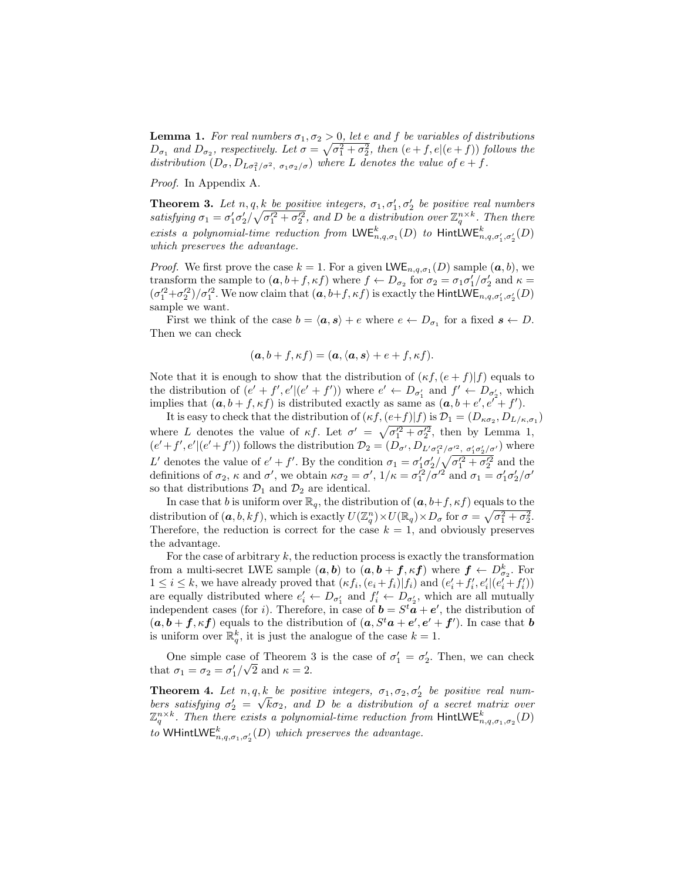**Lemma 1.** *For real numbers $\sigma_1, \sigma_2 > 0$, let $e$ and $f$ be variables of distributions $D_{\sigma_1}$ and $D_{\sigma_2}$, respectively. Let $\sigma = \sqrt{\sigma_1^2 + \sigma_2^2}$, then $(e+f, e|(e+f))$ follows the distribution $(D_\sigma, D_{L\sigma_1^2/\sigma^2,\ \sigma_1\sigma_2/\sigma})$ where $L$ denotes the value of $e+f$.*

*Proof.* In Appendix A.

**Theorem 3.** *Let $n, q, k$ be positive integers, $\sigma_1, \sigma_1', \sigma_2'$ be positive real numbers satisfying $\sigma_1 = \sigma_1'\sigma_2'/\sqrt{\sigma_1'^2 + \sigma_2'^2}$, and $D$ be a distribution over $\mathbb{Z}_q^{n\times k}$. Then there exists a polynomial-time reduction from $\mathsf{LWE}^k_{n,q,\sigma_1}(D)$ to $\mathsf{HintLWE}^k_{n,q,\sigma_1',\sigma_2'}(D)$ which preserves the advantage.*

*Proof.* We first prove the case $k = 1$. For a given $\mathsf{LWE}_{n,q,\sigma_1}(D)$ sample $(\boldsymbol{a}, b)$, we transform the sample to $(\boldsymbol{a}, b+f, \kappa f)$ where $f \leftarrow D_{\sigma_2}$ for $\sigma_2 = \sigma_1\sigma_1'/\sigma_2'$ and $\kappa = (\sigma_1'^2+\sigma_2'^2)/\sigma_1'^2$. We now claim that $(\boldsymbol{a}, b+f, \kappa f)$ is exactly the $\mathsf{HintLWE}_{n,q,\sigma_1',\sigma_2'}(D)$ sample we want.

First we think of the case $b = \langle \boldsymbol{a}, \boldsymbol{s}\rangle + e$ where $e \leftarrow D_{\sigma_1}$ for a fixed $\boldsymbol{s} \leftarrow D$. Then we can check

$$(\boldsymbol{a}, b+f, \kappa f) = (\boldsymbol{a}, \langle \boldsymbol{a}, \boldsymbol{s}\rangle + e + f, \kappa f).$$

Note that it is enough to show that the distribution of $(\kappa f, (e+f)|f)$ equals to the distribution of $(e'+f', e'|(e'+f'))$ where $e' \leftarrow D_{\sigma_1'}$ and $f' \leftarrow D_{\sigma_2'}$, which implies that $(\boldsymbol{a}, b+f, \kappa f)$ is distributed exactly as same as $(\boldsymbol{a}, b+e', e'+f')$.

It is easy to check that the distribution of $(\kappa f, (e+f)|f)$ is $\mathcal{D}_1 = (D_{\kappa\sigma_2}, D_{L/\kappa,\sigma_1})$ where $L$ denotes the value of $\kappa f$. Let $\sigma' = \sqrt{\sigma_1'^2 + \sigma_2'^2}$, then by Lemma 1, $(e'+f', e'|(e'+f'))$ follows the distribution $\mathcal{D}_2 = (D_{\sigma'}, D_{L'\sigma_1'^2/\sigma'^2,\ \sigma_1'\sigma_2'/\sigma'})$ where $L'$ denotes the value of $e'+f'$. By the condition $\sigma_1 = \sigma_1'\sigma_2'/\sqrt{\sigma_1'^2+\sigma_2'^2}$ and the definitions of $\sigma_2$, $\kappa$ and $\sigma'$, we obtain $\kappa\sigma_2 = \sigma'$, $1/\kappa = \sigma_1'^2/\sigma'^2$ and $\sigma_1 = \sigma_1'\sigma_2'/\sigma'$ so that distributions $\mathcal{D}_1$ and $\mathcal{D}_2$ are identical.

In case that $b$ is uniform over $\mathbb{R}_q$, the distribution of $(\boldsymbol{a}, b+f, \kappa f)$ equals to the distribution of $(\boldsymbol{a}, b, kf)$, which is exactly $U(\mathbb{Z}_q^n)\times U(\mathbb{R}_q)\times D_\sigma$ for $\sigma = \sqrt{\sigma_1^2+\sigma_2^2}$. Therefore, the reduction is correct for the case $k = 1$, and obviously preserves the advantage.

For the case of arbitrary $k$, the reduction process is exactly the transformation from a multi-secret LWE sample $(\boldsymbol{a}, \boldsymbol{b})$ to $(\boldsymbol{a}, \boldsymbol{b}+\boldsymbol{f}, \kappa\boldsymbol{f})$ where $\boldsymbol{f} \leftarrow D^k_{\sigma_2}$. For $1 \le i \le k$, we have already proved that $(\kappa f_i, (e_i+f_i)|f_i)$ and $(e_i'+f_i', e_i'|(e_i'+f_i'))$ are equally distributed where $e_i' \leftarrow D_{\sigma_1'}$ and $f_i' \leftarrow D_{\sigma_2'}$, which are all mutually independent cases (for $i$). Therefore, in case of $\boldsymbol{b} = S^t\boldsymbol{a} + \boldsymbol{e}'$, the distribution of $(\boldsymbol{a}, \boldsymbol{b}+\boldsymbol{f}, \kappa\boldsymbol{f})$ equals to the distribution of $(\boldsymbol{a}, S^t\boldsymbol{a}+\boldsymbol{e}', \boldsymbol{e}'+\boldsymbol{f}')$. In case that $\boldsymbol{b}$ is uniform over $\mathbb{R}_q^k$, it is just the analogue of the case $k = 1$.

One simple case of Theorem 3 is the case of $\sigma_1' = \sigma_2'$. Then, we can check that $\sigma_1 = \sigma_2 = \sigma_1'/\sqrt{2}$ and $\kappa = 2$.

**Theorem 4.** *Let $n, q, k$ be positive integers, $\sigma_1, \sigma_2, \sigma_2'$ be positive real numbers satisfying $\sigma_2' = \sqrt{k}\sigma_2$, and $D$ be a distribution of a secret matrix over $\mathbb{Z}_q^{n\times k}$. Then there exists a polynomial-time reduction from $\mathsf{HintLWE}^k_{n,q,\sigma_1,\sigma_2}(D)$ to $\mathsf{WHintLWE}^k_{n,q,\sigma_1,\sigma_2'}(D)$ which preserves the advantage.*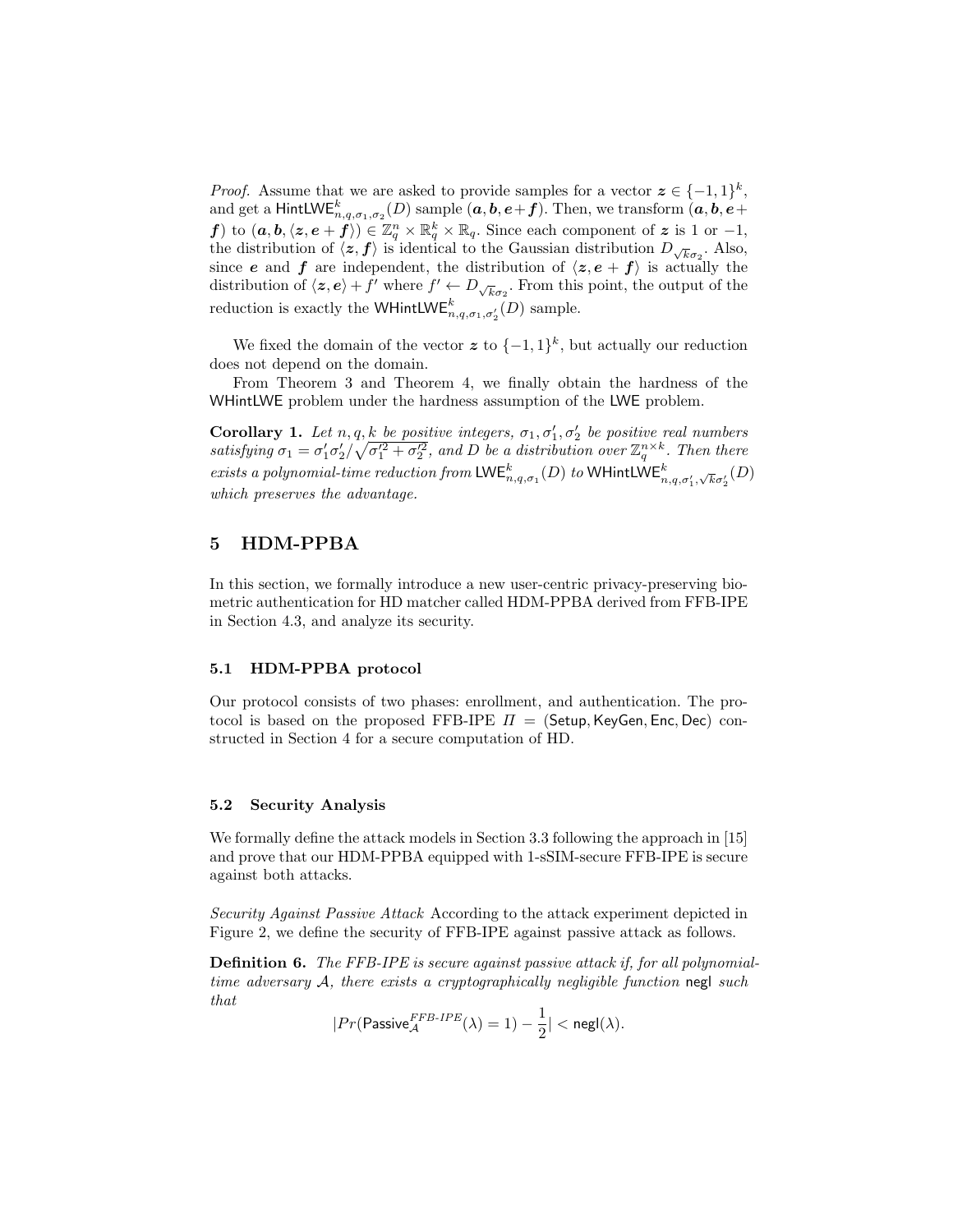*Proof.* Assume that we are asked to provide samples for a vector $\boldsymbol{z} \in \{-1, 1\}^k$, and get a $\mathsf{HintLWE}^k_{n,q,\sigma_1,\sigma_2}(D)$ sample $(\boldsymbol{a}, \boldsymbol{b}, \boldsymbol{e}+\boldsymbol{f})$. Then, we transform $(\boldsymbol{a}, \boldsymbol{b}, \boldsymbol{e}+\boldsymbol{f})$ to $(\boldsymbol{a}, \boldsymbol{b}, \langle \boldsymbol{z}, \boldsymbol{e}+\boldsymbol{f}\rangle) \in \mathbb{Z}_q^n \times \mathbb{R}_q^k \times \mathbb{R}_q$. Since each component of $\boldsymbol{z}$ is 1 or $-1$, the distribution of $\langle \boldsymbol{z}, \boldsymbol{f}\rangle$ is identical to the Gaussian distribution $D_{\sqrt{k}\sigma_2}$. Also, since $\boldsymbol{e}$ and $\boldsymbol{f}$ are independent, the distribution of $\langle \boldsymbol{z}, \boldsymbol{e}+\boldsymbol{f}\rangle$ is actually the distribution of $\langle \boldsymbol{z}, \boldsymbol{e}\rangle + f'$ where $f' \leftarrow D_{\sqrt{k}\sigma_2}$. From this point, the output of the reduction is exactly the $\mathsf{WHintLWE}^k_{n,q,\sigma_1,\sigma_2'}(D)$ sample.

We fixed the domain of the vector $\boldsymbol{z}$ to $\{-1, 1\}^k$, but actually our reduction does not depend on the domain.

From Theorem 3 and Theorem 4, we finally obtain the hardness of the $\mathsf{WHintLWE}$ problem under the hardness assumption of the $\mathsf{LWE}$ problem.

**Corollary 1.** *Let $n, q, k$ be positive integers, $\sigma_1, \sigma_1', \sigma_2'$ be positive real numbers satisfying $\sigma_1 = \sigma_1'\sigma_2'/\sqrt{\sigma_1'^2 + \sigma_2'^2}$, and $D$ be a distribution over $\mathbb{Z}_q^{n\times k}$. Then there exists a polynomial-time reduction from $\mathsf{LWE}^k_{n,q,\sigma_1}(D)$ to $\mathsf{WHintLWE}^k_{n,q,\sigma_1',\sqrt{k}\sigma_2'}(D)$ which preserves the advantage.*

## 5 HDM-PPBA

In this section, we formally introduce a new user-centric privacy-preserving biometric authentication for HD matcher called HDM-PPBA derived from FFB-IPE in Section 4.3, and analyze its security.

### 5.1 HDM-PPBA protocol

Our protocol consists of two phases: enrollment, and authentication. The protocol is based on the proposed FFB-IPE $\Pi = (\mathsf{Setup}, \mathsf{KeyGen}, \mathsf{Enc}, \mathsf{Dec})$ constructed in Section 4 for a secure computation of HD.

### 5.2 Security Analysis

We formally define the attack models in Section 3.3 following the approach in [15] and prove that our HDM-PPBA equipped with 1-sSIM-secure FFB-IPE is secure against both attacks.

*Security Against Passive Attack* According to the attack experiment depicted in Figure 2, we define the security of FFB-IPE against passive attack as follows.

**Definition 6.** *The FFB-IPE is secure against passive attack if, for all polynomial-time adversary $\mathcal{A}$, there exists a cryptographically negligible function $\mathsf{negl}$ such that*

$$|Pr(\mathsf{Passive}^{FFB\text{-}IPE}_{\mathcal{A}}(\lambda) = 1) - \frac{1}{2}| < \mathsf{negl}(\lambda).$$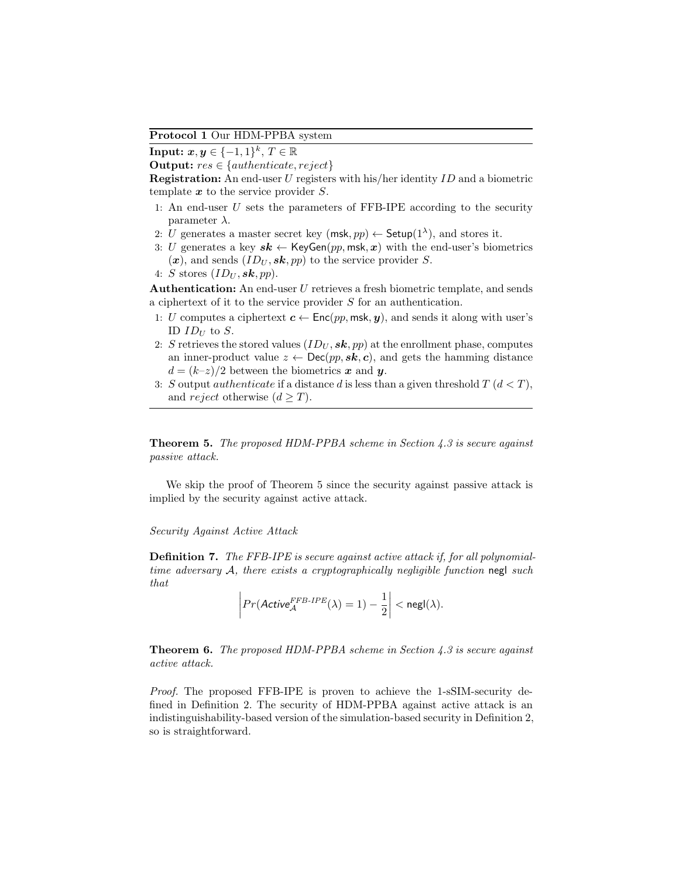**Protocol 1** Our HDM-PPBA system

**Input:** $\boldsymbol{x}, \boldsymbol{y} \in \{-1, 1\}^k$, $T \in \mathbb{R}$

**Output:** $res \in \{authenticate, reject\}$

**Registration:** An end-user $U$ registers with his/her identity $ID$ and a biometric template $\boldsymbol{x}$ to the service provider $S$.

1: An end-user $U$ sets the parameters of FFB-IPE according to the security parameter $\lambda$.

2: $U$ generates a master secret key $(\mathsf{msk}, pp) \leftarrow \mathsf{Setup}(1^\lambda)$, and stores it.

3: $U$ generates a key $\boldsymbol{sk} \leftarrow \mathsf{KeyGen}(pp, \mathsf{msk}, \boldsymbol{x})$ with the end-user's biometrics $(\boldsymbol{x})$, and sends $(ID_U, \boldsymbol{sk}, pp)$ to the service provider $S$.

4: $S$ stores $(ID_U, \boldsymbol{sk}, pp)$.

**Authentication:** An end-user $U$ retrieves a fresh biometric template, and sends a ciphertext of it to the service provider $S$ for an authentication.

1: $U$ computes a ciphertext $\boldsymbol{c} \leftarrow \mathsf{Enc}(pp, \mathsf{msk}, \boldsymbol{y})$, and sends it along with user's ID $ID_U$ to $S$.

2: $S$ retrieves the stored values $(ID_U, \boldsymbol{sk}, pp)$ at the enrollment phase, computes an inner-product value $z \leftarrow \mathsf{Dec}(pp, \boldsymbol{sk}, \boldsymbol{c})$, and gets the hamming distance $d = (k–z)/2$ between the biometrics $\boldsymbol{x}$ and $\boldsymbol{y}$.

3: $S$ output *authenticate* if a distance $d$ is less than a given threshold $T$ $(d < T)$, and *reject* otherwise $(d \geq T)$.

**Theorem 5.** *The proposed HDM-PPBA scheme in Section 4.3 is secure against passive attack.*

We skip the proof of Theorem 5 since the security against passive attack is implied by the security against active attack.

*Security Against Active Attack*

**Definition 7.** *The FFB-IPE is secure against active attack if, for all polynomial-time adversary $\mathcal{A}$, there exists a cryptographically negligible function* $\mathsf{negl}$ *such that*

$$\left| Pr(\mathit{Active}_{\mathcal{A}}^{\mathit{FFB\text{-}IPE}}(\lambda) = 1) - \frac{1}{2} \right| < \mathsf{negl}(\lambda).$$

**Theorem 6.** *The proposed HDM-PPBA scheme in Section 4.3 is secure against active attack.*

*Proof.* The proposed FFB-IPE is proven to achieve the 1-sSIM-security defined in Definition 2. The security of HDM-PPBA against active attack is an indistinguishability-based version of the simulation-based security in Definition 2, so is straightforward.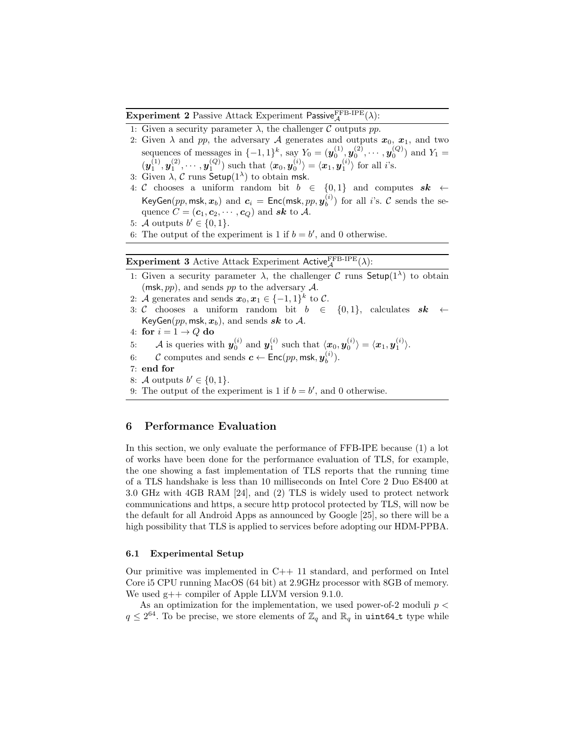**Experiment 2** Passive Attack Experiment $\mathsf{Passive}_{\mathcal{A}}^{\text{FFB-IPE}}(\lambda)$:

1: Given a security parameter $\lambda$, the challenger $\mathcal{C}$ outputs $pp$.
2: Given $\lambda$ and $pp$, the adversary $\mathcal{A}$ generates and outputs $\boldsymbol{x}_0$, $\boldsymbol{x}_1$, and two sequences of messages in $\{-1,1\}^k$, say $Y_0 = (\boldsymbol{y}_0^{(1)}, \boldsymbol{y}_0^{(2)}, \cdots, \boldsymbol{y}_0^{(Q)})$ and $Y_1 = (\boldsymbol{y}_1^{(1)}, \boldsymbol{y}_1^{(2)}, \cdots, \boldsymbol{y}_1^{(Q)})$ such that $\langle \boldsymbol{x}_0, \boldsymbol{y}_0^{(i)} \rangle = \langle \boldsymbol{x}_1, \boldsymbol{y}_1^{(i)} \rangle$ for all $i$'s.
3: Given $\lambda$, $\mathcal{C}$ runs $\mathsf{Setup}(1^\lambda)$ to obtain $\mathsf{msk}$.
4: $\mathcal{C}$ chooses a uniform random bit $b \in \{0,1\}$ and computes $\boldsymbol{sk} \leftarrow \mathsf{KeyGen}(pp, \mathsf{msk}, \boldsymbol{x}_b)$ and $\boldsymbol{c}_i = \mathsf{Enc}(\mathsf{msk}, pp, \boldsymbol{y}_b^{(i)})$ for all $i$'s. $\mathcal{C}$ sends the sequence $C = (\boldsymbol{c}_1, \boldsymbol{c}_2, \cdots, \boldsymbol{c}_Q)$ and $\boldsymbol{sk}$ to $\mathcal{A}$.
5: $\mathcal{A}$ outputs $b' \in \{0,1\}$.
6: The output of the experiment is 1 if $b = b'$, and 0 otherwise.

**Experiment 3** Active Attack Experiment $\mathsf{Active}_{\mathcal{A}}^{\text{FFB-IPE}}(\lambda)$:

1: Given a security parameter $\lambda$, the challenger $\mathcal{C}$ runs $\mathsf{Setup}(1^\lambda)$ to obtain $(\mathsf{msk}, pp)$, and sends $pp$ to the adversary $\mathcal{A}$.
2: $\mathcal{A}$ generates and sends $\boldsymbol{x}_0, \boldsymbol{x}_1 \in \{-1,1\}^k$ to $\mathcal{C}$.
3: $\mathcal{C}$ chooses a uniform random bit $b \in \{0,1\}$, calculates $\boldsymbol{sk} \leftarrow \mathsf{KeyGen}(pp, \mathsf{msk}, \boldsymbol{x}_b)$, and sends $\boldsymbol{sk}$ to $\mathcal{A}$.
4: **for** $i = 1 \to Q$ **do**
5: $\quad$ $\mathcal{A}$ is queries with $\boldsymbol{y}_0^{(i)}$ and $\boldsymbol{y}_1^{(i)}$ such that $\langle \boldsymbol{x}_0, \boldsymbol{y}_0^{(i)} \rangle = \langle \boldsymbol{x}_1, \boldsymbol{y}_1^{(i)} \rangle$.
6: $\quad$ $\mathcal{C}$ computes and sends $\boldsymbol{c} \leftarrow \mathsf{Enc}(pp, \mathsf{msk}, \boldsymbol{y}_b^{(i)})$.
7: **end for**
8: $\mathcal{A}$ outputs $b' \in \{0,1\}$.
9: The output of the experiment is 1 if $b = b'$, and 0 otherwise.

## 6 Performance Evaluation

In this section, we only evaluate the performance of FFB-IPE because (1) a lot of works have been done for the performance evaluation of TLS, for example, the one showing a fast implementation of TLS reports that the running time of a TLS handshake is less than 10 milliseconds on Intel Core 2 Duo E8400 at 3.0 GHz with 4GB RAM [24], and (2) TLS is widely used to protect network communications and https, a secure http protocol protected by TLS, will now be the default for all Android Apps as announced by Google [25], so there will be a high possibility that TLS is applied to services before adopting our HDM-PPBA.

### 6.1 Experimental Setup

Our primitive was implemented in C++ 11 standard, and performed on Intel Core i5 CPU running MacOS (64 bit) at 2.9GHz processor with 8GB of memory. We used g++ compiler of Apple LLVM version 9.1.0.

As an optimization for the implementation, we used power-of-2 moduli $p < q \leq 2^{64}$. To be precise, we store elements of $\mathbb{Z}_q$ and $\mathbb{R}_q$ in `uint64_t` type while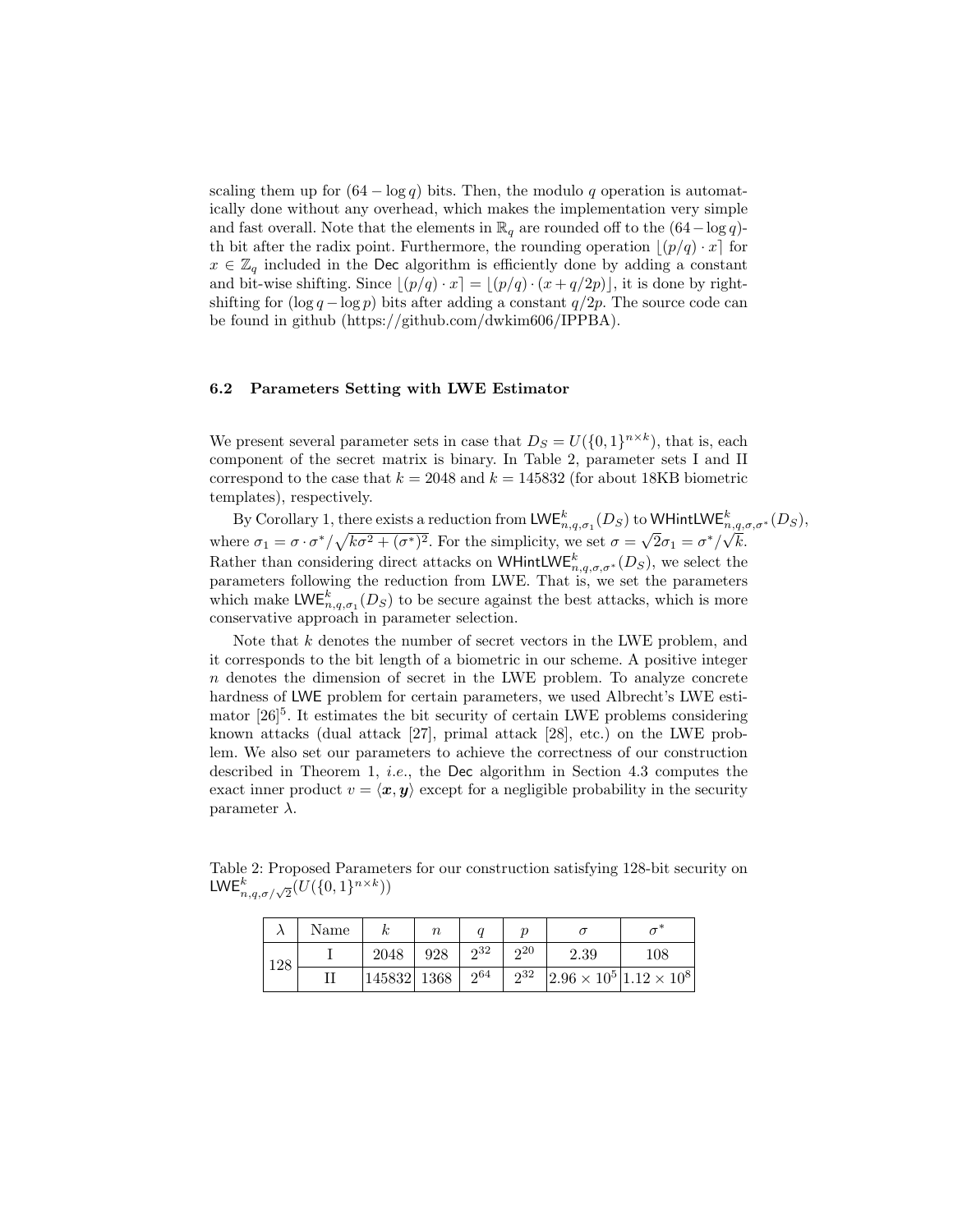scaling them up for $(64 - \log q)$ bits. Then, the modulo $q$ operation is automatically done without any overhead, which makes the implementation very simple and fast overall. Note that the elements in $\mathbb{R}_q$ are rounded off to the $(64 - \log q)$-th bit after the radix point. Furthermore, the rounding operation $\lfloor (p/q) \cdot x \rceil$ for $x \in \mathbb{Z}_q$ included in the $\mathsf{Dec}$ algorithm is efficiently done by adding a constant and bit-wise shifting. Since $\lfloor (p/q) \cdot x \rceil = \lfloor (p/q) \cdot (x + q/2p) \rfloor$, it is done by right-shifting for $(\log q - \log p)$ bits after adding a constant $q/2p$. The source code can be found in github (https://github.com/dwkim606/IPPBA).

### 6.2 Parameters Setting with LWE Estimator

We present several parameter sets in case that $D_S = U(\{0,1\}^{n \times k})$, that is, each component of the secret matrix is binary. In Table 2, parameter sets I and II correspond to the case that $k = 2048$ and $k = 145832$ (for about 18KB biometric templates), respectively.

By Corollary 1, there exists a reduction from $\mathsf{LWE}^k_{n,q,\sigma_1}(D_S)$ to $\mathsf{WHintLWE}^k_{n,q,\sigma,\sigma^*}(D_S)$, where $\sigma_1 = \sigma \cdot \sigma^* / \sqrt{k\sigma^2 + (\sigma^*)^2}$. For the simplicity, we set $\sigma = \sqrt{2}\sigma_1 = \sigma^*/\sqrt{k}$. Rather than considering direct attacks on $\mathsf{WHintLWE}^k_{n,q,\sigma,\sigma^*}(D_S)$, we select the parameters following the reduction from LWE. That is, we set the parameters which make $\mathsf{LWE}^k_{n,q,\sigma_1}(D_S)$ to be secure against the best attacks, which is more conservative approach in parameter selection.

Note that $k$ denotes the number of secret vectors in the LWE problem, and it corresponds to the bit length of a biometric in our scheme. A positive integer $n$ denotes the dimension of secret in the LWE problem. To analyze concrete hardness of $\mathsf{LWE}$ problem for certain parameters, we used Albrecht's LWE estimator [26][5]. It estimates the bit security of certain LWE problems considering known attacks (dual attack [27], primal attack [28], etc.) on the LWE problem. We also set our parameters to achieve the correctness of our construction described in Theorem 1, *i.e.*, the $\mathsf{Dec}$ algorithm in Section 4.3 computes the exact inner product $v = \langle \boldsymbol{x}, \boldsymbol{y} \rangle$ except for a negligible probability in the security parameter $\lambda$.

Table 2: Proposed Parameters for our construction satisfying 128-bit security on $\mathsf{LWE}^k_{n,q,\sigma/\sqrt{2}}(U(\{0,1\}^{n \times k}))$

| $\lambda$ | Name | $k$ | $n$ | $q$ | $p$ | $\sigma$ | $\sigma^*$ |
|---|---|---|---|---|---|---|---|
| 128 | I | 2048 | 928 | $2^{32}$ | $2^{20}$ | 2.39 | 108 |
| | II | 145832 | 1368 | $2^{64}$ | $2^{32}$ | $2.96 \times 10^5$ | $1.12 \times 10^8$ |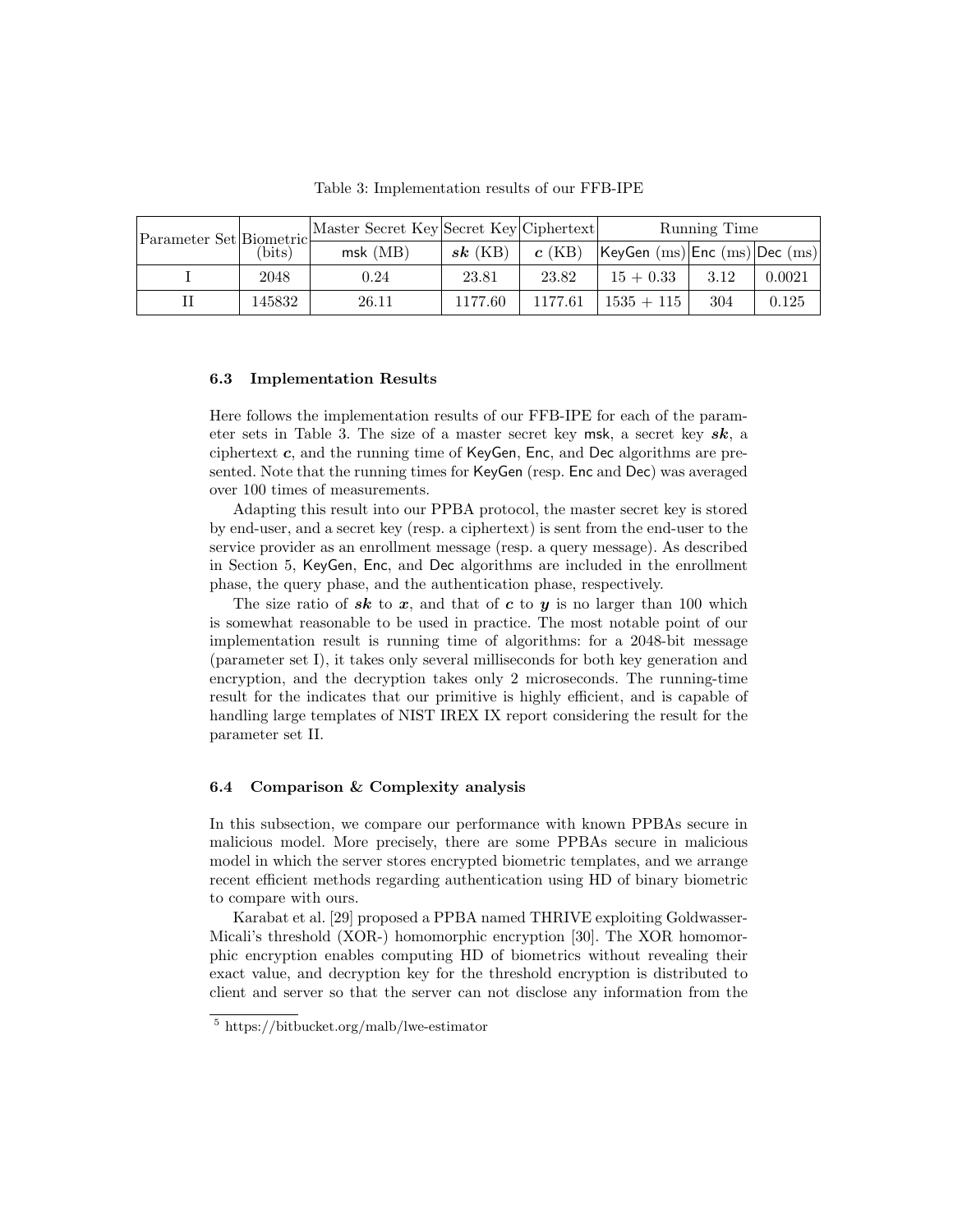Table 3: Implementation results of our FFB-IPE

| Parameter Set | Biometric (bits) | Master Secret Key msk (MB) | Secret Key $\boldsymbol{sk}$ (KB) | Ciphertext $\boldsymbol{c}$ (KB) | Running Time KeyGen (ms) | Enc (ms) | Dec (ms) |
|---|---|---|---|---|---|---|---|
| I | 2048 | 0.24 | 23.81 | 23.82 | 15 + 0.33 | 3.12 | 0.0021 |
| II | 145832 | 26.11 | 1177.60 | 1177.61 | 1535 + 115 | 304 | 0.125 |

### 6.3 Implementation Results

Here follows the implementation results of our FFB-IPE for each of the parameter sets in Table 3. The size of a master secret key msk, a secret key $\boldsymbol{sk}$, a ciphertext $\boldsymbol{c}$, and the running time of KeyGen, Enc, and Dec algorithms are presented. Note that the running times for KeyGen (resp. Enc and Dec) was averaged over 100 times of measurements.

Adapting this result into our PPBA protocol, the master secret key is stored by end-user, and a secret key (resp. a ciphertext) is sent from the end-user to the service provider as an enrollment message (resp. a query message). As described in Section 5, KeyGen, Enc, and Dec algorithms are included in the enrollment phase, the query phase, and the authentication phase, respectively.

The size ratio of $\boldsymbol{sk}$ to $\boldsymbol{x}$, and that of $\boldsymbol{c}$ to $\boldsymbol{y}$ is no larger than 100 which is somewhat reasonable to be used in practice. The most notable point of our implementation result is running time of algorithms: for a 2048-bit message (parameter set I), it takes only several milliseconds for both key generation and encryption, and the decryption takes only 2 microseconds. The running-time result for the indicates that our primitive is highly efficient, and is capable of handling large templates of NIST IREX IX report considering the result for the parameter set II.

### 6.4 Comparison & Complexity analysis

In this subsection, we compare our performance with known PPBAs secure in malicious model. More precisely, there are some PPBAs secure in malicious model in which the server stores encrypted biometric templates, and we arrange recent efficient methods regarding authentication using HD of binary biometric to compare with ours.

Karabat et al. [29] proposed a PPBA named THRIVE exploiting Goldwasser-Micali's threshold (XOR-) homomorphic encryption [30]. The XOR homomorphic encryption enables computing HD of biometrics without revealing their exact value, and decryption key for the threshold encryption is distributed to client and server so that the server can not disclose any information from the

[5] https://bitbucket.org/malb/lwe-estimator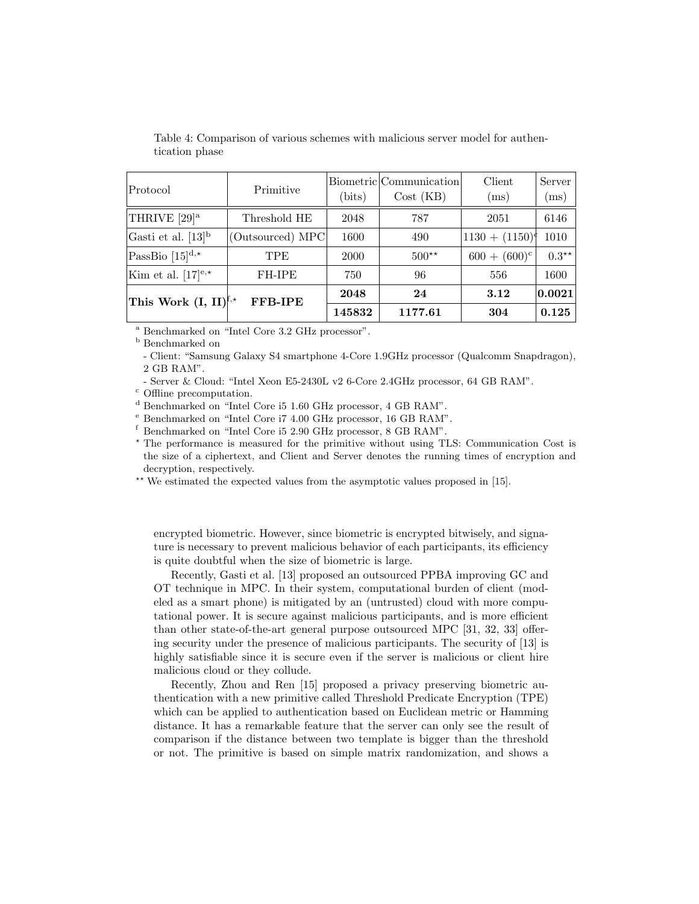Table 4: Comparison of various schemes with malicious server model for authentication phase

| Protocol | Primitive | Biometric (bits) | Communication Cost (KB) | Client (ms) | Server (ms) |
|---|---|---|---|---|---|
| THRIVE [29][a] | Threshold HE | 2048 | 787 | 2051 | 6146 |
| Gasti et al. [13][b] | (Outsourced) MPC | 1600 | 490 | 1130 + (1150)[c] | 1010 |
| PassBio [15][d,⋆] | TPE | 2000 | 500[⋆⋆] | 600 + (600)[c] | 0.3[⋆⋆] |
| Kim et al. [17][e,⋆] | FH-IPE | 750 | 96 | 556 | 1600 |
| **This Work (I, II)**[f,⋆] | **FFB-IPE** | **2048** | **24** | **3.12** | **0.0021** |
| | | **145832** | **1177.61** | **304** | **0.125** |

[a] Benchmarked on "Intel Core 3.2 GHz processor".

[b] Benchmarked on
- Client: "Samsung Galaxy S4 smartphone 4-Core 1.9GHz processor (Qualcomm Snapdragon), 2 GB RAM".
- Server & Cloud: "Intel Xeon E5-2430L v2 6-Core 2.4GHz processor, 64 GB RAM".

[c] Offline precomputation.

[d] Benchmarked on "Intel Core i5 1.60 GHz processor, 4 GB RAM".

[e] Benchmarked on "Intel Core i7 4.00 GHz processor, 16 GB RAM".

[f] Benchmarked on "Intel Core i5 2.90 GHz processor, 8 GB RAM".

[⋆] The performance is measured for the primitive without using TLS: Communication Cost is the size of a ciphertext, and Client and Server denotes the running times of encryption and decryption, respectively.

[⋆⋆] We estimated the expected values from the asymptotic values proposed in [15].

encrypted biometric. However, since biometric is encrypted bitwisely, and signature is necessary to prevent malicious behavior of each participants, its efficiency is quite doubtful when the size of biometric is large.

Recently, Gasti et al. [13] proposed an outsourced PPBA improving GC and OT technique in MPC. In their system, computational burden of client (modeled as a smart phone) is mitigated by an (untrusted) cloud with more computational power. It is secure against malicious participants, and is more efficient than other state-of-the-art general purpose outsourced MPC [31, 32, 33] offering security under the presence of malicious participants. The security of [13] is highly satisfiable since it is secure even if the server is malicious or client hire malicious cloud or they collude.

Recently, Zhou and Ren [15] proposed a privacy preserving biometric authentication with a new primitive called Threshold Predicate Encryption (TPE) which can be applied to authentication based on Euclidean metric or Hamming distance. It has a remarkable feature that the server can only see the result of comparison if the distance between two template is bigger than the threshold or not. The primitive is based on simple matrix randomization, and shows a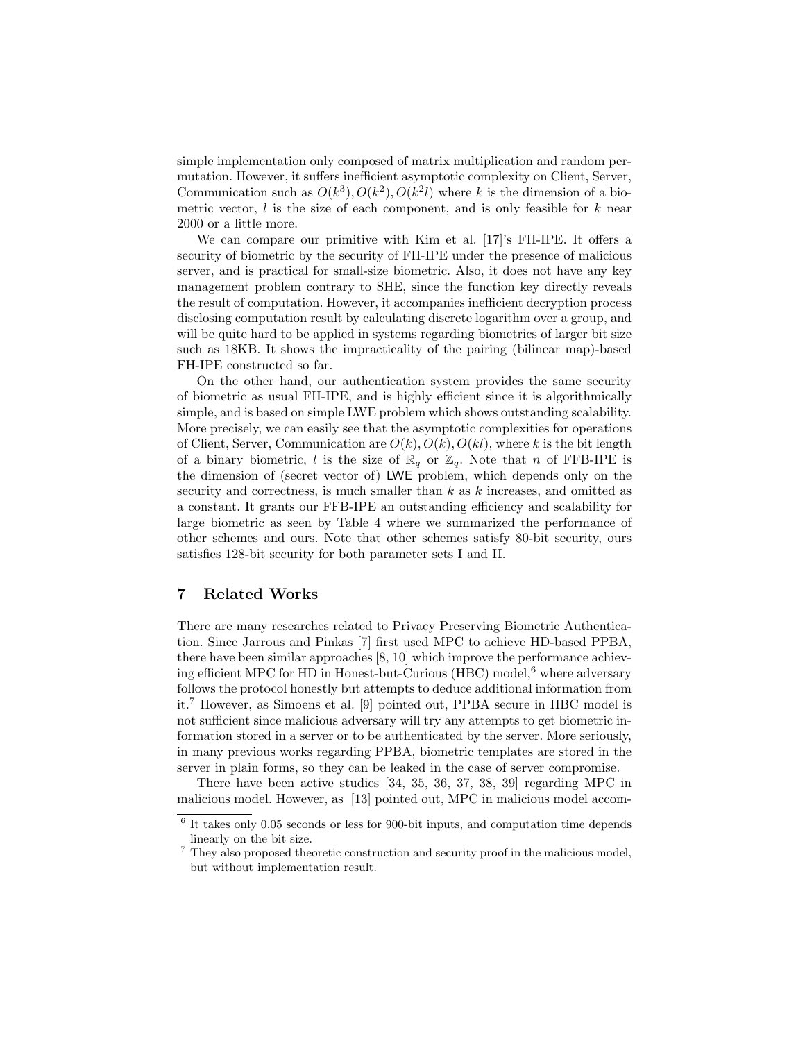simple implementation only composed of matrix multiplication and random permutation. However, it suffers inefficient asymptotic complexity on Client, Server, Communication such as $O(k^3), O(k^2), O(k^2 l)$ where $k$ is the dimension of a biometric vector, $l$ is the size of each component, and is only feasible for $k$ near 2000 or a little more.

We can compare our primitive with Kim et al. [17]'s FH-IPE. It offers a security of biometric by the security of FH-IPE under the presence of malicious server, and is practical for small-size biometric. Also, it does not have any key management problem contrary to SHE, since the function key directly reveals the result of computation. However, it accompanies inefficient decryption process disclosing computation result by calculating discrete logarithm over a group, and will be quite hard to be applied in systems regarding biometrics of larger bit size such as 18KB. It shows the impracticality of the pairing (bilinear map)-based FH-IPE constructed so far.

On the other hand, our authentication system provides the same security of biometric as usual FH-IPE, and is highly efficient since it is algorithmically simple, and is based on simple LWE problem which shows outstanding scalability. More precisely, we can easily see that the asymptotic complexities for operations of Client, Server, Communication are $O(k), O(k), O(kl)$, where $k$ is the bit length of a binary biometric, $l$ is the size of $\mathbb{R}_q$ or $\mathbb{Z}_q$. Note that $n$ of FFB-IPE is the dimension of (secret vector of) LWE problem, which depends only on the security and correctness, is much smaller than $k$ as $k$ increases, and omitted as a constant. It grants our FFB-IPE an outstanding efficiency and scalability for large biometric as seen by Table 4 where we summarized the performance of other schemes and ours. Note that other schemes satisfy 80-bit security, ours satisfies 128-bit security for both parameter sets I and II.

## 7 Related Works

There are many researches related to Privacy Preserving Biometric Authentication. Since Jarrous and Pinkas [7] first used MPC to achieve HD-based PPBA, there have been similar approaches [8, 10] which improve the performance achieving efficient MPC for HD in Honest-but-Curious (HBC) model,[6] where adversary follows the protocol honestly but attempts to deduce additional information from it.[7] However, as Simoens et al. [9] pointed out, PPBA secure in HBC model is not sufficient since malicious adversary will try any attempts to get biometric information stored in a server or to be authenticated by the server. More seriously, in many previous works regarding PPBA, biometric templates are stored in the server in plain forms, so they can be leaked in the case of server compromise.

There have been active studies [34, 35, 36, 37, 38, 39] regarding MPC in malicious model. However, as [13] pointed out, MPC in malicious model accom-

[6] It takes only 0.05 seconds or less for 900-bit inputs, and computation time depends linearly on the bit size.

[7] They also proposed theoretic construction and security proof in the malicious model, but without implementation result.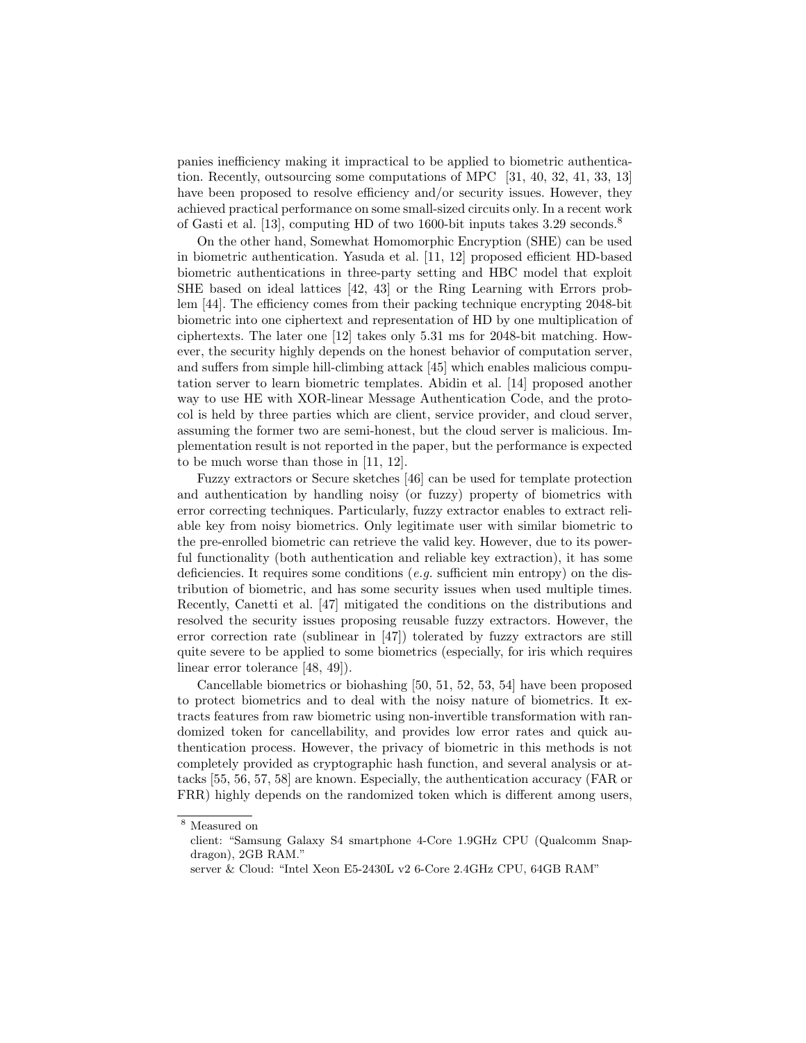panies inefficiency making it impractical to be applied to biometric authentication. Recently, outsourcing some computations of MPC [31, 40, 32, 41, 33, 13] have been proposed to resolve efficiency and/or security issues. However, they achieved practical performance on some small-sized circuits only. In a recent work of Gasti et al. [13], computing HD of two 1600-bit inputs takes 3.29 seconds.[8]

On the other hand, Somewhat Homomorphic Encryption (SHE) can be used in biometric authentication. Yasuda et al. [11, 12] proposed efficient HD-based biometric authentications in three-party setting and HBC model that exploit SHE based on ideal lattices [42, 43] or the Ring Learning with Errors problem [44]. The efficiency comes from their packing technique encrypting 2048-bit biometric into one ciphertext and representation of HD by one multiplication of ciphertexts. The later one [12] takes only 5.31 ms for 2048-bit matching. However, the security highly depends on the honest behavior of computation server, and suffers from simple hill-climbing attack [45] which enables malicious computation server to learn biometric templates. Abidin et al. [14] proposed another way to use HE with XOR-linear Message Authentication Code, and the protocol is held by three parties which are client, service provider, and cloud server, assuming the former two are semi-honest, but the cloud server is malicious. Implementation result is not reported in the paper, but the performance is expected to be much worse than those in [11, 12].

Fuzzy extractors or Secure sketches [46] can be used for template protection and authentication by handling noisy (or fuzzy) property of biometrics with error correcting techniques. Particularly, fuzzy extractor enables to extract reliable key from noisy biometrics. Only legitimate user with similar biometric to the pre-enrolled biometric can retrieve the valid key. However, due to its powerful functionality (both authentication and reliable key extraction), it has some deficiencies. It requires some conditions (*e.g.* sufficient min entropy) on the distribution of biometric, and has some security issues when used multiple times. Recently, Canetti et al. [47] mitigated the conditions on the distributions and resolved the security issues proposing reusable fuzzy extractors. However, the error correction rate (sublinear in [47]) tolerated by fuzzy extractors are still quite severe to be applied to some biometrics (especially, for iris which requires linear error tolerance [48, 49]).

Cancellable biometrics or biohashing [50, 51, 52, 53, 54] have been proposed to protect biometrics and to deal with the noisy nature of biometrics. It extracts features from raw biometric using non-invertible transformation with randomized token for cancellability, and provides low error rates and quick authentication process. However, the privacy of biometric in this methods is not completely provided as cryptographic hash function, and several analysis or attacks [55, 56, 57, 58] are known. Especially, the authentication accuracy (FAR or FRR) highly depends on the randomized token which is different among users,

---

[8] Measured on
client: "Samsung Galaxy S4 smartphone 4-Core 1.9GHz CPU (Qualcomm Snapdragon), 2GB RAM."
server & Cloud: "Intel Xeon E5-2430L v2 6-Core 2.4GHz CPU, 64GB RAM"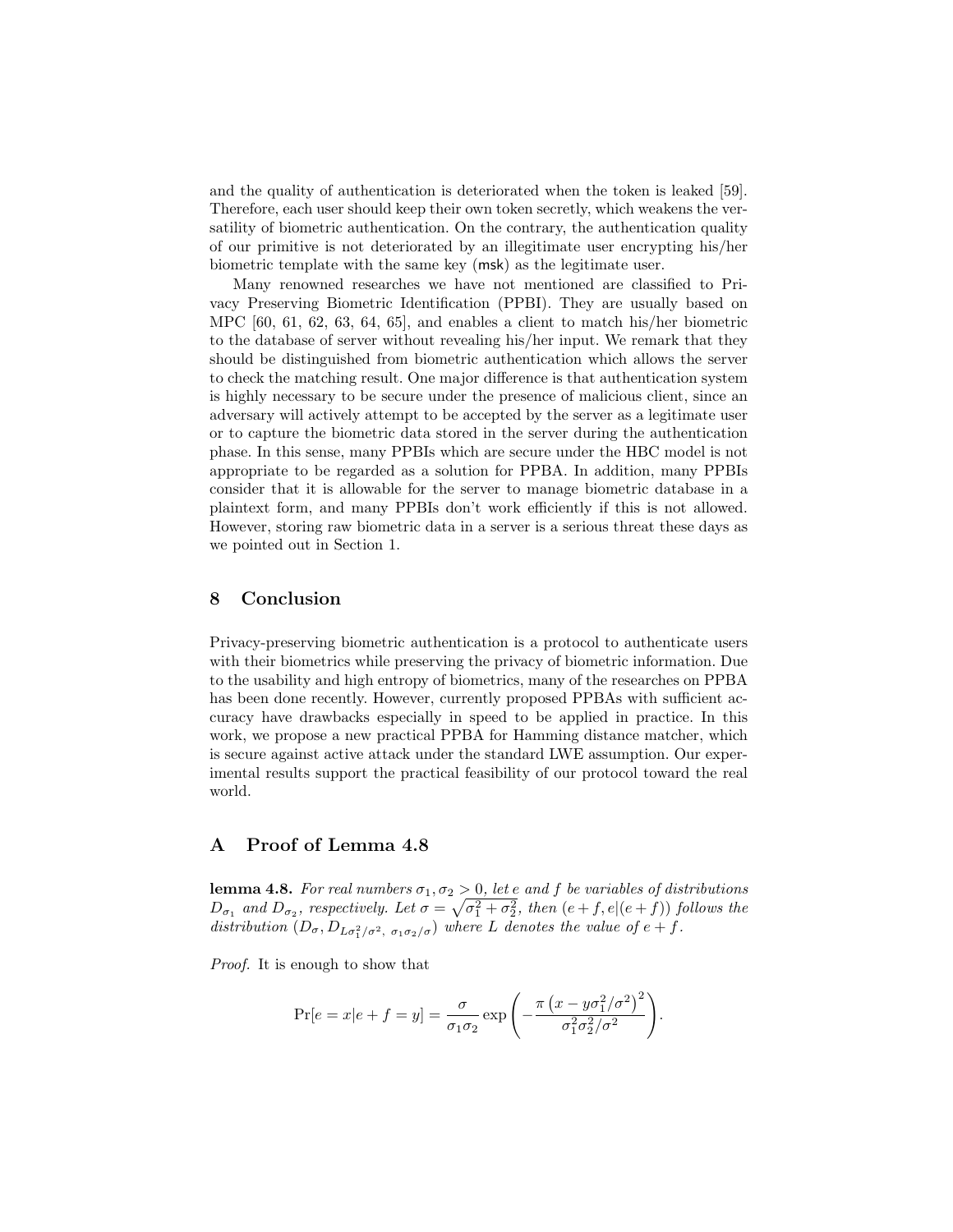and the quality of authentication is deteriorated when the token is leaked [59]. Therefore, each user should keep their own token secretly, which weakens the versatility of biometric authentication. On the contrary, the authentication quality of our primitive is not deteriorated by an illegitimate user encrypting his/her biometric template with the same key (msk) as the legitimate user.

Many renowned researches we have not mentioned are classified to Privacy Preserving Biometric Identification (PPBI). They are usually based on MPC [60, 61, 62, 63, 64, 65], and enables a client to match his/her biometric to the database of server without revealing his/her input. We remark that they should be distinguished from biometric authentication which allows the server to check the matching result. One major difference is that authentication system is highly necessary to be secure under the presence of malicious client, since an adversary will actively attempt to be accepted by the server as a legitimate user or to capture the biometric data stored in the server during the authentication phase. In this sense, many PPBIs which are secure under the HBC model is not appropriate to be regarded as a solution for PPBA. In addition, many PPBIs consider that it is allowable for the server to manage biometric database in a plaintext form, and many PPBIs don't work efficiently if this is not allowed. However, storing raw biometric data in a server is a serious threat these days as we pointed out in Section 1.

## 8 Conclusion

Privacy-preserving biometric authentication is a protocol to authenticate users with their biometrics while preserving the privacy of biometric information. Due to the usability and high entropy of biometrics, many of the researches on PPBA has been done recently. However, currently proposed PPBAs with sufficient accuracy have drawbacks especially in speed to be applied in practice. In this work, we propose a new practical PPBA for Hamming distance matcher, which is secure against active attack under the standard LWE assumption. Our experimental results support the practical feasibility of our protocol toward the real world.

## A Proof of Lemma 4.8

**lemma 4.8.** *For real numbers $\sigma_1, \sigma_2 > 0$, let $e$ and $f$ be variables of distributions $D_{\sigma_1}$ and $D_{\sigma_2}$, respectively. Let $\sigma = \sqrt{\sigma_1^2 + \sigma_2^2}$, then $(e+f, e|(e+f))$ follows the distribution $(D_\sigma, D_{L\sigma_1^2/\sigma^2,\ \sigma_1\sigma_2/\sigma})$ where $L$ denotes the value of $e+f$.*

*Proof.* It is enough to show that

$$\Pr[e = x | e + f = y] = \frac{\sigma}{\sigma_1 \sigma_2} \exp\left(-\frac{\pi \left(x - y\sigma_1^2/\sigma^2\right)^2}{\sigma_1^2 \sigma_2^2/\sigma^2}\right).$$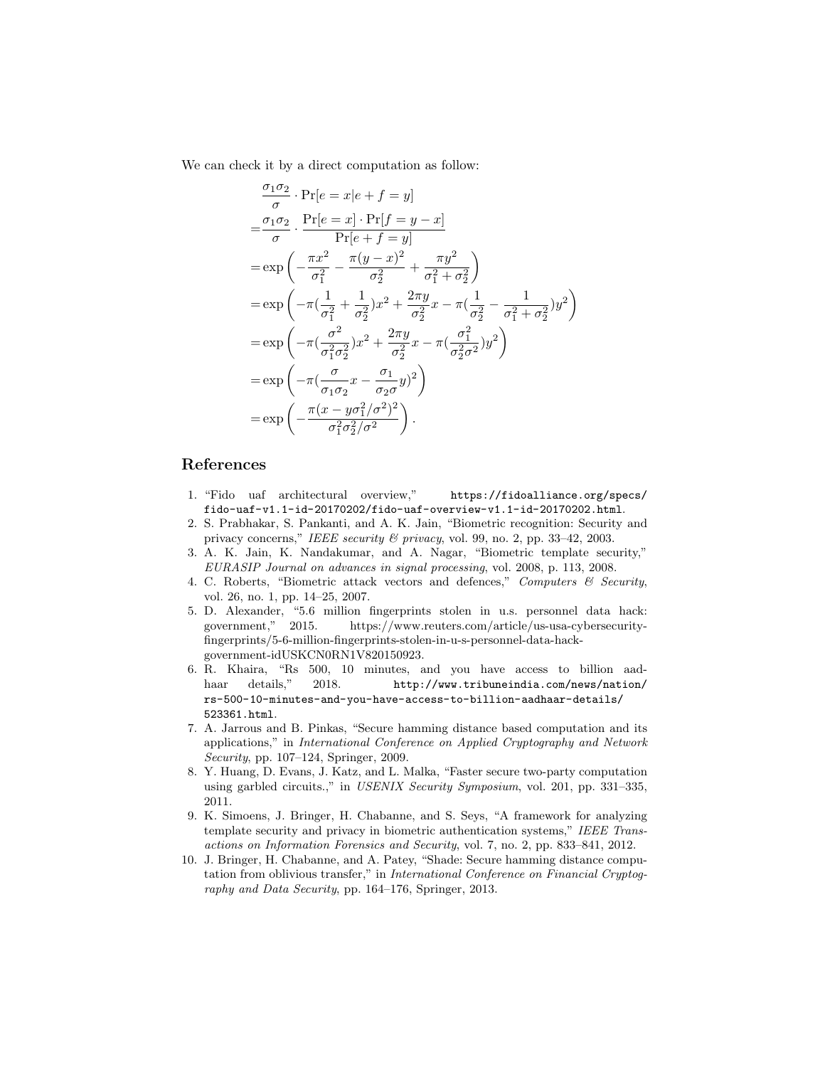We can check it by a direct computation as follow:

$$
\begin{aligned}
&\frac{\sigma_1\sigma_2}{\sigma} \cdot \Pr[e = x | e + f = y] \\
=&\frac{\sigma_1\sigma_2}{\sigma} \cdot \frac{\Pr[e = x] \cdot \Pr[f = y - x]}{\Pr[e + f = y]} \\
=&\exp\left( -\frac{\pi x^2}{\sigma_1^2} - \frac{\pi (y-x)^2}{\sigma_2^2} + \frac{\pi y^2}{\sigma_1^2 + \sigma_2^2} \right) \\
=&\exp\left( -\pi (\frac{1}{\sigma_1^2} + \frac{1}{\sigma_2^2}) x^2 + \frac{2\pi y}{\sigma_2^2} x - \pi (\frac{1}{\sigma_2^2} - \frac{1}{\sigma_1^2 + \sigma_2^2}) y^2 \right) \\
=&\exp\left( -\pi (\frac{\sigma^2}{\sigma_1^2\sigma_2^2}) x^2 + \frac{2\pi y}{\sigma_2^2} x - \pi (\frac{\sigma_1^2}{\sigma_2^2\sigma^2}) y^2 \right) \\
=&\exp\left( -\pi (\frac{\sigma}{\sigma_1\sigma_2} x - \frac{\sigma_1}{\sigma_2\sigma} y)^2 \right) \\
=&\exp\left( -\frac{\pi (x - y\sigma_1^2/\sigma^2)^2}{\sigma_1^2\sigma_2^2/\sigma^2} \right).
\end{aligned}
$$

## References

1. "Fido uaf architectural overview," `https://fidoalliance.org/specs/fido-uaf-v1.1-id-20170202/fido-uaf-overview-v1.1-id-20170202.html`.
2. S. Prabhakar, S. Pankanti, and A. K. Jain, "Biometric recognition: Security and privacy concerns," *IEEE security & privacy*, vol. 99, no. 2, pp. 33–42, 2003.
3. A. K. Jain, K. Nandakumar, and A. Nagar, "Biometric template security," *EURASIP Journal on advances in signal processing*, vol. 2008, p. 113, 2008.
4. C. Roberts, "Biometric attack vectors and defences," *Computers & Security*, vol. 26, no. 1, pp. 14–25, 2007.
5. D. Alexander, "5.6 million fingerprints stolen in u.s. personnel data hack: government," 2015. https://www.reuters.com/article/us-usa-cybersecurity-fingerprints/5-6-million-fingerprints-stolen-in-u-s-personnel-data-hack-government-idUSKCN0RN1V820150923.
6. R. Khaira, "Rs 500, 10 minutes, and you have access to billion aadhaar details," 2018. `http://www.tribuneindia.com/news/nation/rs-500-10-minutes-and-you-have-access-to-billion-aadhaar-details/523361.html`.
7. A. Jarrous and B. Pinkas, "Secure hamming distance based computation and its applications," in *International Conference on Applied Cryptography and Network Security*, pp. 107–124, Springer, 2009.
8. Y. Huang, D. Evans, J. Katz, and L. Malka, "Faster secure two-party computation using garbled circuits.," in *USENIX Security Symposium*, vol. 201, pp. 331–335, 2011.
9. K. Simoens, J. Bringer, H. Chabanne, and S. Seys, "A framework for analyzing template security and privacy in biometric authentication systems," *IEEE Transactions on Information Forensics and Security*, vol. 7, no. 2, pp. 833–841, 2012.
10. J. Bringer, H. Chabanne, and A. Patey, "Shade: Secure hamming distance computation from oblivious transfer," in *International Conference on Financial Cryptography and Data Security*, pp. 164–176, Springer, 2013.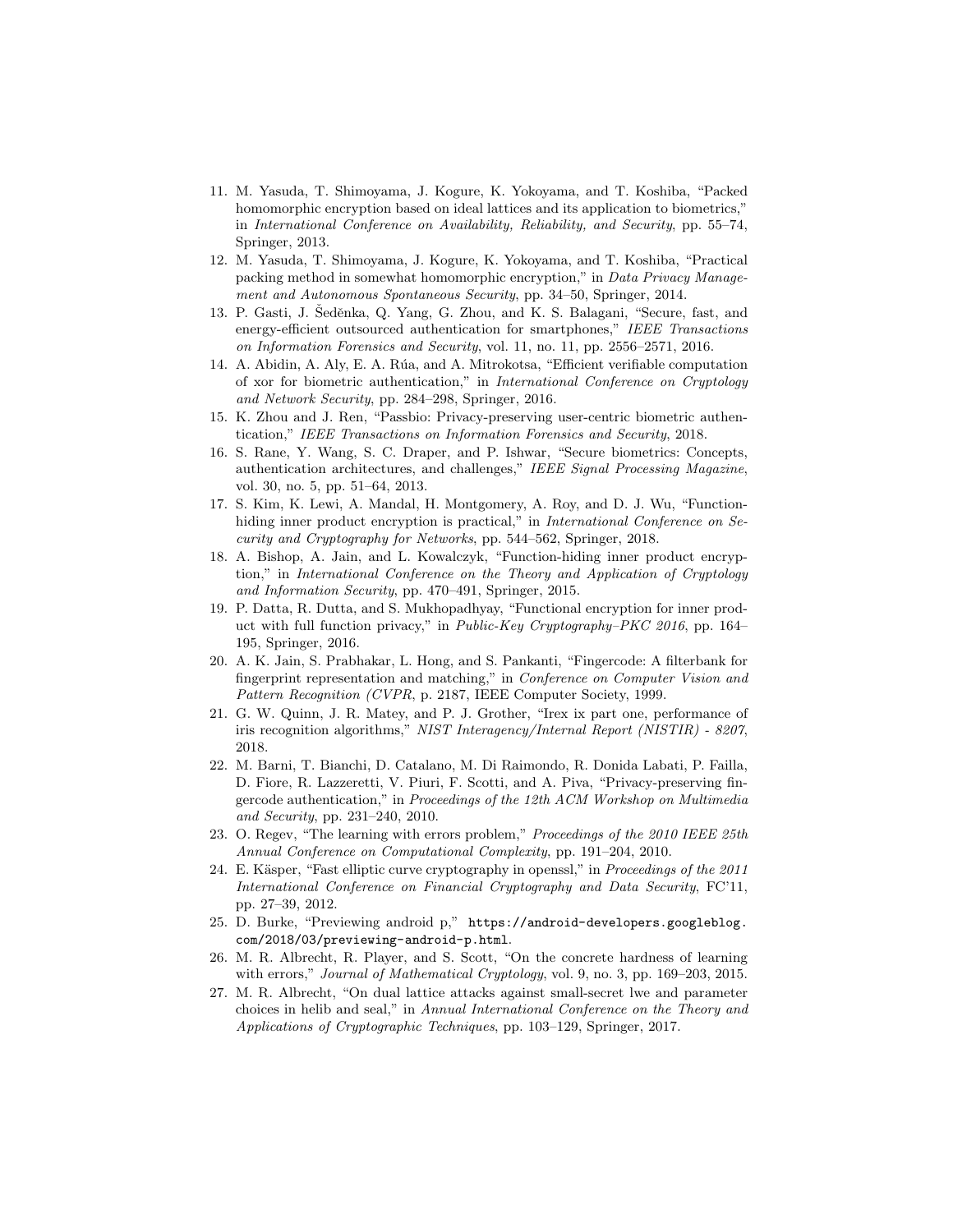11. M. Yasuda, T. Shimoyama, J. Kogure, K. Yokoyama, and T. Koshiba, "Packed homomorphic encryption based on ideal lattices and its application to biometrics," in *International Conference on Availability, Reliability, and Security*, pp. 55–74, Springer, 2013.
12. M. Yasuda, T. Shimoyama, J. Kogure, K. Yokoyama, and T. Koshiba, "Practical packing method in somewhat homomorphic encryption," in *Data Privacy Management and Autonomous Spontaneous Security*, pp. 34–50, Springer, 2014.
13. P. Gasti, J. Šeděnka, Q. Yang, G. Zhou, and K. S. Balagani, "Secure, fast, and energy-efficient outsourced authentication for smartphones," *IEEE Transactions on Information Forensics and Security*, vol. 11, no. 11, pp. 2556–2571, 2016.
14. A. Abidin, A. Aly, E. A. Rúa, and A. Mitrokotsa, "Efficient verifiable computation of xor for biometric authentication," in *International Conference on Cryptology and Network Security*, pp. 284–298, Springer, 2016.
15. K. Zhou and J. Ren, "Passbio: Privacy-preserving user-centric biometric authentication," *IEEE Transactions on Information Forensics and Security*, 2018.
16. S. Rane, Y. Wang, S. C. Draper, and P. Ishwar, "Secure biometrics: Concepts, authentication architectures, and challenges," *IEEE Signal Processing Magazine*, vol. 30, no. 5, pp. 51–64, 2013.
17. S. Kim, K. Lewi, A. Mandal, H. Montgomery, A. Roy, and D. J. Wu, "Function-hiding inner product encryption is practical," in *International Conference on Security and Cryptography for Networks*, pp. 544–562, Springer, 2018.
18. A. Bishop, A. Jain, and L. Kowalczyk, "Function-hiding inner product encryption," in *International Conference on the Theory and Application of Cryptology and Information Security*, pp. 470–491, Springer, 2015.
19. P. Datta, R. Dutta, and S. Mukhopadhyay, "Functional encryption for inner product with full function privacy," in *Public-Key Cryptography–PKC 2016*, pp. 164–195, Springer, 2016.
20. A. K. Jain, S. Prabhakar, L. Hong, and S. Pankanti, "Fingercode: A filterbank for fingerprint representation and matching," in *Conference on Computer Vision and Pattern Recognition (CVPR*, p. 2187, IEEE Computer Society, 1999.
21. G. W. Quinn, J. R. Matey, and P. J. Grother, "Irex ix part one, performance of iris recognition algorithms," *NIST Interagency/Internal Report (NISTIR) - 8207*, 2018.
22. M. Barni, T. Bianchi, D. Catalano, M. Di Raimondo, R. Donida Labati, P. Failla, D. Fiore, R. Lazzeretti, V. Piuri, F. Scotti, and A. Piva, "Privacy-preserving fingercode authentication," in *Proceedings of the 12th ACM Workshop on Multimedia and Security*, pp. 231–240, 2010.
23. O. Regev, "The learning with errors problem," *Proceedings of the 2010 IEEE 25th Annual Conference on Computational Complexity*, pp. 191–204, 2010.
24. E. Käsper, "Fast elliptic curve cryptography in openssl," in *Proceedings of the 2011 International Conference on Financial Cryptography and Data Security*, FC'11, pp. 27–39, 2012.
25. D. Burke, "Previewing android p," `https://android-developers.googleblog.com/2018/03/previewing-android-p.html`.
26. M. R. Albrecht, R. Player, and S. Scott, "On the concrete hardness of learning with errors," *Journal of Mathematical Cryptology*, vol. 9, no. 3, pp. 169–203, 2015.
27. M. R. Albrecht, "On dual lattice attacks against small-secret lwe and parameter choices in helib and seal," in *Annual International Conference on the Theory and Applications of Cryptographic Techniques*, pp. 103–129, Springer, 2017.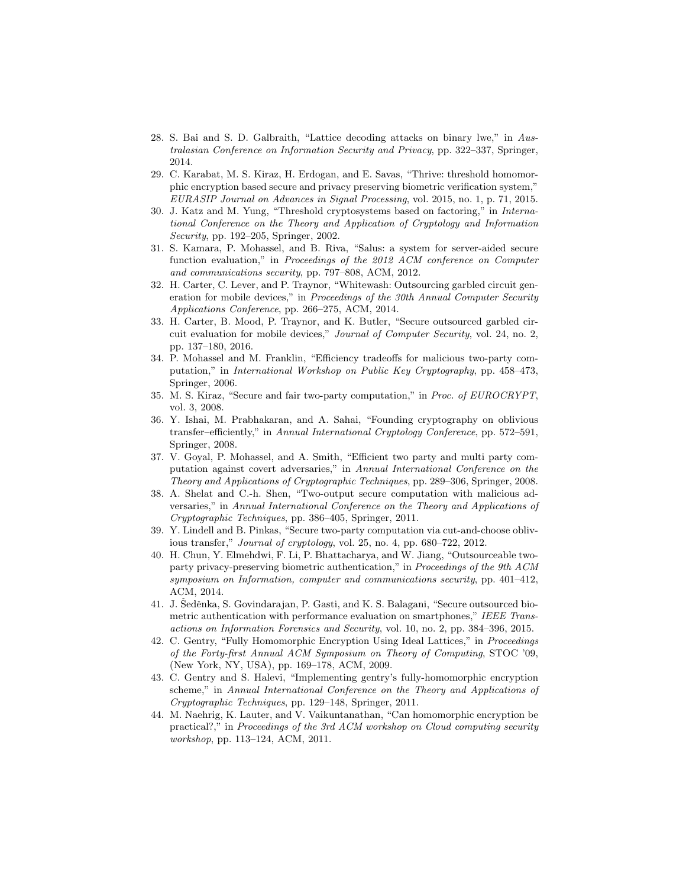28. S. Bai and S. D. Galbraith, "Lattice decoding attacks on binary lwe," in *Australasian Conference on Information Security and Privacy*, pp. 322–337, Springer, 2014.
29. C. Karabat, M. S. Kiraz, H. Erdogan, and E. Savas, "Thrive: threshold homomorphic encryption based secure and privacy preserving biometric verification system," *EURASIP Journal on Advances in Signal Processing*, vol. 2015, no. 1, p. 71, 2015.
30. J. Katz and M. Yung, "Threshold cryptosystems based on factoring," in *International Conference on the Theory and Application of Cryptology and Information Security*, pp. 192–205, Springer, 2002.
31. S. Kamara, P. Mohassel, and B. Riva, "Salus: a system for server-aided secure function evaluation," in *Proceedings of the 2012 ACM conference on Computer and communications security*, pp. 797–808, ACM, 2012.
32. H. Carter, C. Lever, and P. Traynor, "Whitewash: Outsourcing garbled circuit generation for mobile devices," in *Proceedings of the 30th Annual Computer Security Applications Conference*, pp. 266–275, ACM, 2014.
33. H. Carter, B. Mood, P. Traynor, and K. Butler, "Secure outsourced garbled circuit evaluation for mobile devices," *Journal of Computer Security*, vol. 24, no. 2, pp. 137–180, 2016.
34. P. Mohassel and M. Franklin, "Efficiency tradeoffs for malicious two-party computation," in *International Workshop on Public Key Cryptography*, pp. 458–473, Springer, 2006.
35. M. S. Kiraz, "Secure and fair two-party computation," in *Proc. of EUROCRYPT*, vol. 3, 2008.
36. Y. Ishai, M. Prabhakaran, and A. Sahai, "Founding cryptography on oblivious transfer–efficiently," in *Annual International Cryptology Conference*, pp. 572–591, Springer, 2008.
37. V. Goyal, P. Mohassel, and A. Smith, "Efficient two party and multi party computation against covert adversaries," in *Annual International Conference on the Theory and Applications of Cryptographic Techniques*, pp. 289–306, Springer, 2008.
38. A. Shelat and C.-h. Shen, "Two-output secure computation with malicious adversaries," in *Annual International Conference on the Theory and Applications of Cryptographic Techniques*, pp. 386–405, Springer, 2011.
39. Y. Lindell and B. Pinkas, "Secure two-party computation via cut-and-choose oblivious transfer," *Journal of cryptology*, vol. 25, no. 4, pp. 680–722, 2012.
40. H. Chun, Y. Elmehdwi, F. Li, P. Bhattacharya, and W. Jiang, "Outsourceable two-party privacy-preserving biometric authentication," in *Proceedings of the 9th ACM symposium on Information, computer and communications security*, pp. 401–412, ACM, 2014.
41. J. Šeděnka, S. Govindarajan, P. Gasti, and K. S. Balagani, "Secure outsourced biometric authentication with performance evaluation on smartphones," *IEEE Transactions on Information Forensics and Security*, vol. 10, no. 2, pp. 384–396, 2015.
42. C. Gentry, "Fully Homomorphic Encryption Using Ideal Lattices," in *Proceedings of the Forty-first Annual ACM Symposium on Theory of Computing*, STOC '09, (New York, NY, USA), pp. 169–178, ACM, 2009.
43. C. Gentry and S. Halevi, "Implementing gentry's fully-homomorphic encryption scheme," in *Annual International Conference on the Theory and Applications of Cryptographic Techniques*, pp. 129–148, Springer, 2011.
44. M. Naehrig, K. Lauter, and V. Vaikuntanathan, "Can homomorphic encryption be practical?," in *Proceedings of the 3rd ACM workshop on Cloud computing security workshop*, pp. 113–124, ACM, 2011.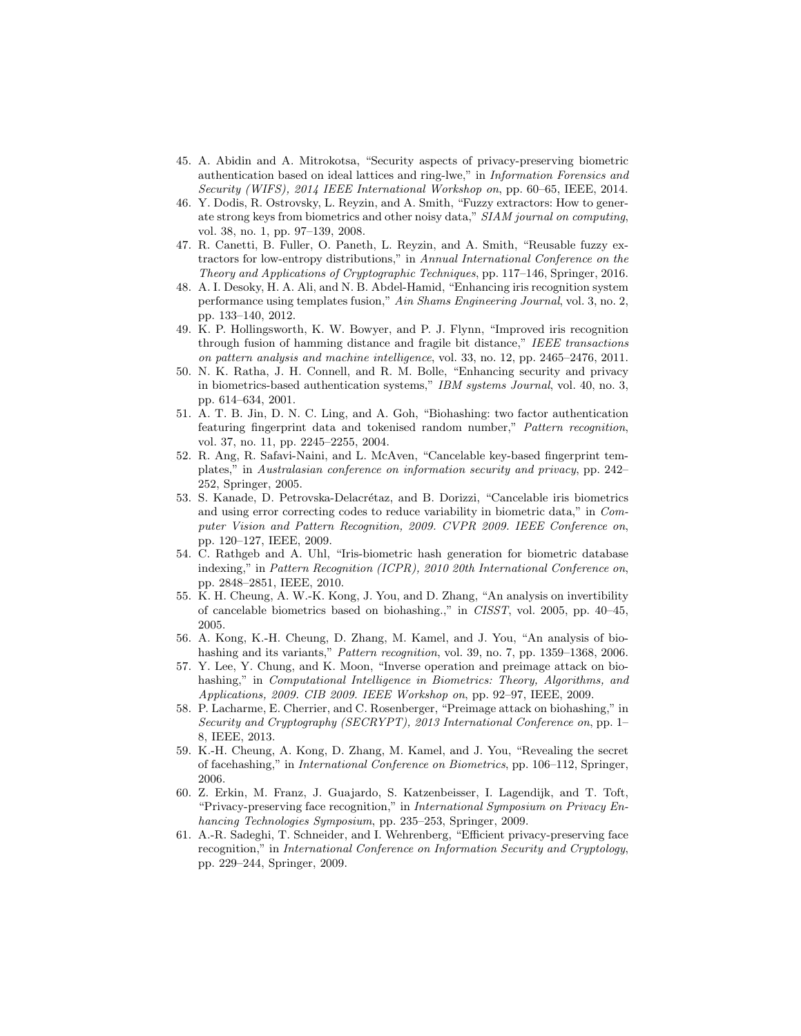45. A. Abidin and A. Mitrokotsa, "Security aspects of privacy-preserving biometric authentication based on ideal lattices and ring-lwe," in *Information Forensics and Security (WIFS), 2014 IEEE International Workshop on*, pp. 60–65, IEEE, 2014.
46. Y. Dodis, R. Ostrovsky, L. Reyzin, and A. Smith, "Fuzzy extractors: How to generate strong keys from biometrics and other noisy data," *SIAM journal on computing*, vol. 38, no. 1, pp. 97–139, 2008.
47. R. Canetti, B. Fuller, O. Paneth, L. Reyzin, and A. Smith, "Reusable fuzzy extractors for low-entropy distributions," in *Annual International Conference on the Theory and Applications of Cryptographic Techniques*, pp. 117–146, Springer, 2016.
48. A. I. Desoky, H. A. Ali, and N. B. Abdel-Hamid, "Enhancing iris recognition system performance using templates fusion," *Ain Shams Engineering Journal*, vol. 3, no. 2, pp. 133–140, 2012.
49. K. P. Hollingsworth, K. W. Bowyer, and P. J. Flynn, "Improved iris recognition through fusion of hamming distance and fragile bit distance," *IEEE transactions on pattern analysis and machine intelligence*, vol. 33, no. 12, pp. 2465–2476, 2011.
50. N. K. Ratha, J. H. Connell, and R. M. Bolle, "Enhancing security and privacy in biometrics-based authentication systems," *IBM systems Journal*, vol. 40, no. 3, pp. 614–634, 2001.
51. A. T. B. Jin, D. N. C. Ling, and A. Goh, "Biohashing: two factor authentication featuring fingerprint data and tokenised random number," *Pattern recognition*, vol. 37, no. 11, pp. 2245–2255, 2004.
52. R. Ang, R. Safavi-Naini, and L. McAven, "Cancelable key-based fingerprint templates," in *Australasian conference on information security and privacy*, pp. 242–252, Springer, 2005.
53. S. Kanade, D. Petrovska-Delacrétaz, and B. Dorizzi, "Cancelable iris biometrics and using error correcting codes to reduce variability in biometric data," in *Computer Vision and Pattern Recognition, 2009. CVPR 2009. IEEE Conference on*, pp. 120–127, IEEE, 2009.
54. C. Rathgeb and A. Uhl, "Iris-biometric hash generation for biometric database indexing," in *Pattern Recognition (ICPR), 2010 20th International Conference on*, pp. 2848–2851, IEEE, 2010.
55. K. H. Cheung, A. W.-K. Kong, J. You, and D. Zhang, "An analysis on invertibility of cancelable biometrics based on biohashing.," in *CISST*, vol. 2005, pp. 40–45, 2005.
56. A. Kong, K.-H. Cheung, D. Zhang, M. Kamel, and J. You, "An analysis of biohashing and its variants," *Pattern recognition*, vol. 39, no. 7, pp. 1359–1368, 2006.
57. Y. Lee, Y. Chung, and K. Moon, "Inverse operation and preimage attack on biohashing," in *Computational Intelligence in Biometrics: Theory, Algorithms, and Applications, 2009. CIB 2009. IEEE Workshop on*, pp. 92–97, IEEE, 2009.
58. P. Lacharme, E. Cherrier, and C. Rosenberger, "Preimage attack on biohashing," in *Security and Cryptography (SECRYPT), 2013 International Conference on*, pp. 1–8, IEEE, 2013.
59. K.-H. Cheung, A. Kong, D. Zhang, M. Kamel, and J. You, "Revealing the secret of facehashing," in *International Conference on Biometrics*, pp. 106–112, Springer, 2006.
60. Z. Erkin, M. Franz, J. Guajardo, S. Katzenbeisser, I. Lagendijk, and T. Toft, "Privacy-preserving face recognition," in *International Symposium on Privacy Enhancing Technologies Symposium*, pp. 235–253, Springer, 2009.
61. A.-R. Sadeghi, T. Schneider, and I. Wehrenberg, "Efficient privacy-preserving face recognition," in *International Conference on Information Security and Cryptology*, pp. 229–244, Springer, 2009.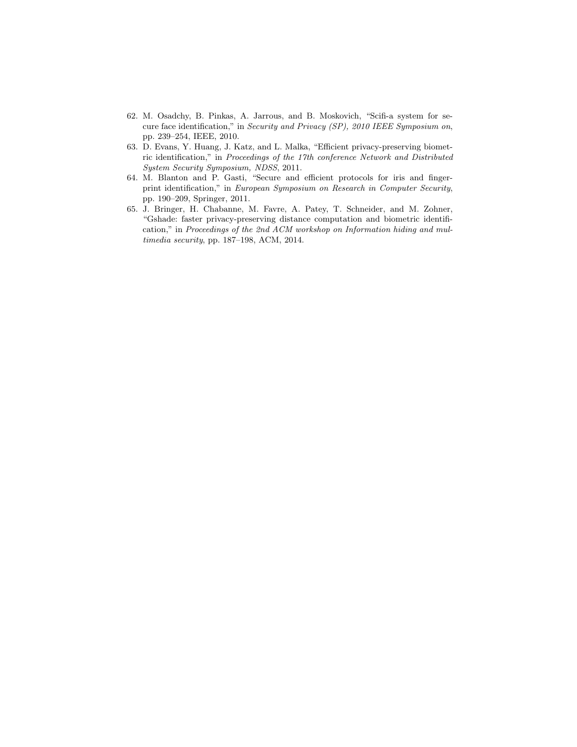62. M. Osadchy, B. Pinkas, A. Jarrous, and B. Moskovich, "Scifi-a system for secure face identification," in *Security and Privacy (SP), 2010 IEEE Symposium on*, pp. 239–254, IEEE, 2010.
63. D. Evans, Y. Huang, J. Katz, and L. Malka, "Efficient privacy-preserving biometric identification," in *Proceedings of the 17th conference Network and Distributed System Security Symposium, NDSS*, 2011.
64. M. Blanton and P. Gasti, "Secure and efficient protocols for iris and fingerprint identification," in *European Symposium on Research in Computer Security*, pp. 190–209, Springer, 2011.
65. J. Bringer, H. Chabanne, M. Favre, A. Patey, T. Schneider, and M. Zohner, "Gshade: faster privacy-preserving distance computation and biometric identification," in *Proceedings of the 2nd ACM workshop on Information hiding and multimedia security*, pp. 187–198, ACM, 2014.